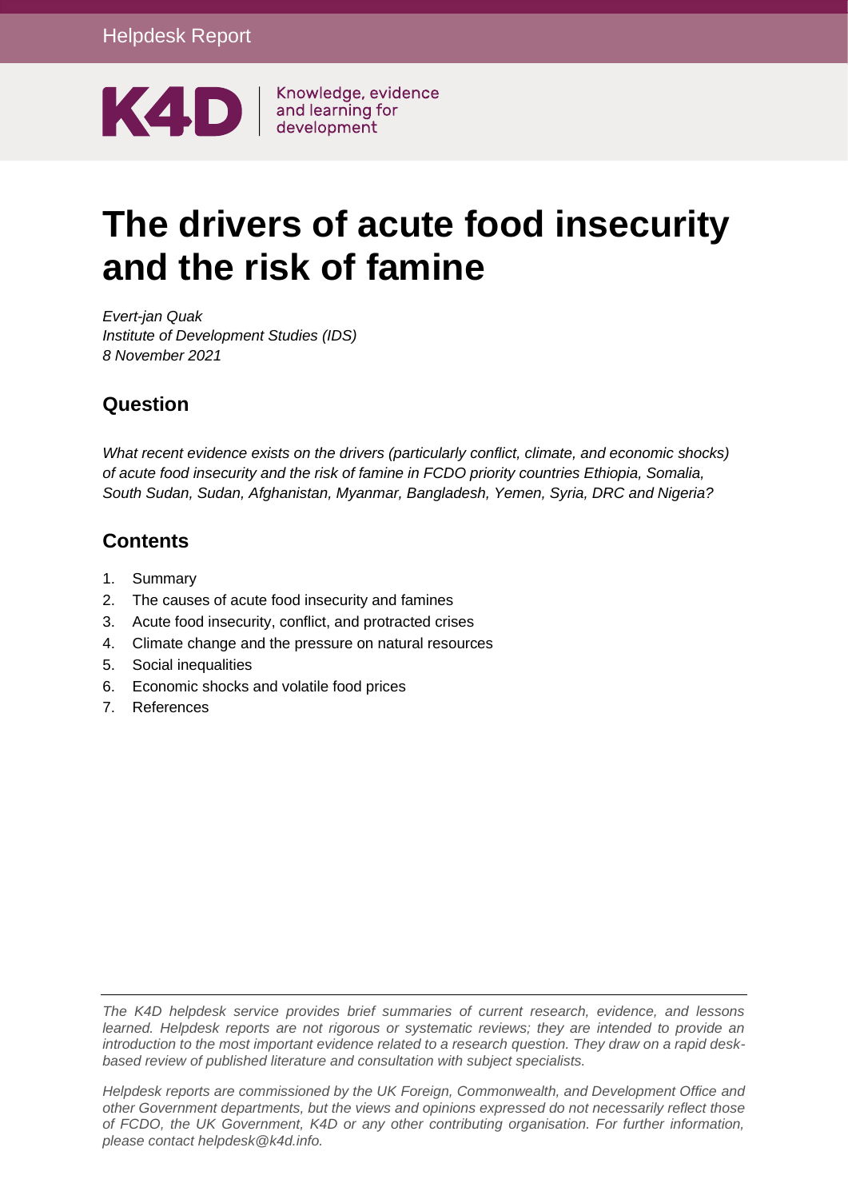Helpdesk Report

K4D | Knowledge, evidence and learning for development

# The drivers of acute food insecurity and the risk of famine

*Evert-jan Quak*
*Institute of Development Studies (IDS)*
*8 November 2021*

## Question

*What recent evidence exists on the drivers (particularly conflict, climate, and economic shocks) of acute food insecurity and the risk of famine in FCDO priority countries Ethiopia, Somalia, South Sudan, Sudan, Afghanistan, Myanmar, Bangladesh, Yemen, Syria, DRC and Nigeria?*

## Contents

1. Summary
2. The causes of acute food insecurity and famines
3. Acute food insecurity, conflict, and protracted crises
4. Climate change and the pressure on natural resources
5. Social inequalities
6. Economic shocks and volatile food prices
7. References

*The K4D helpdesk service provides brief summaries of current research, evidence, and lessons learned. Helpdesk reports are not rigorous or systematic reviews; they are intended to provide an introduction to the most important evidence related to a research question. They draw on a rapid desk-based review of published literature and consultation with subject specialists.*

*Helpdesk reports are commissioned by the UK Foreign, Commonwealth, and Development Office and other Government departments, but the views and opinions expressed do not necessarily reflect those of FCDO, the UK Government, K4D or any other contributing organisation. For further information, please contact helpdesk@k4d.info.*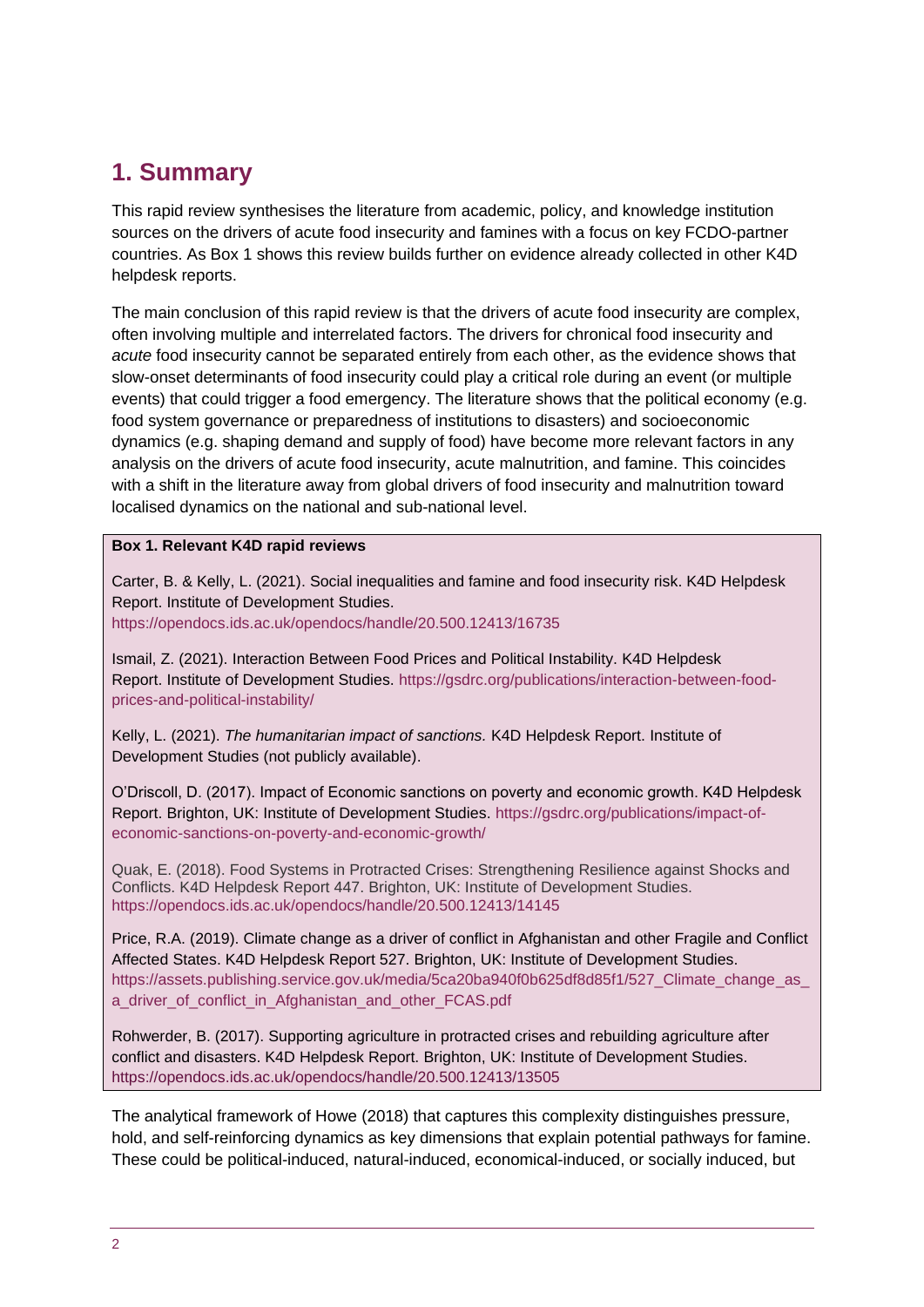## 1. Summary

This rapid review synthesises the literature from academic, policy, and knowledge institution sources on the drivers of acute food insecurity and famines with a focus on key FCDO-partner countries. As Box 1 shows this review builds further on evidence already collected in other K4D helpdesk reports.

The main conclusion of this rapid review is that the drivers of acute food insecurity are complex, often involving multiple and interrelated factors. The drivers for chronical food insecurity and *acute* food insecurity cannot be separated entirely from each other, as the evidence shows that slow-onset determinants of food insecurity could play a critical role during an event (or multiple events) that could trigger a food emergency. The literature shows that the political economy (e.g. food system governance or preparedness of institutions to disasters) and socioeconomic dynamics (e.g. shaping demand and supply of food) have become more relevant factors in any analysis on the drivers of acute food insecurity, acute malnutrition, and famine. This coincides with a shift in the literature away from global drivers of food insecurity and malnutrition toward localised dynamics on the national and sub-national level.

**Box 1. Relevant K4D rapid reviews**

Carter, B. & Kelly, L. (2021). Social inequalities and famine and food insecurity risk. K4D Helpdesk Report. Institute of Development Studies. https://opendocs.ids.ac.uk/opendocs/handle/20.500.12413/16735

Ismail, Z. (2021). Interaction Between Food Prices and Political Instability. K4D Helpdesk Report. Institute of Development Studies. https://gsdrc.org/publications/interaction-between-food-prices-and-political-instability/

Kelly, L. (2021). *The humanitarian impact of sanctions.* K4D Helpdesk Report. Institute of Development Studies (not publicly available).

O'Driscoll, D. (2017). Impact of Economic sanctions on poverty and economic growth. K4D Helpdesk Report. Brighton, UK: Institute of Development Studies. https://gsdrc.org/publications/impact-of-economic-sanctions-on-poverty-and-economic-growth/

Quak, E. (2018). Food Systems in Protracted Crises: Strengthening Resilience against Shocks and Conflicts. K4D Helpdesk Report 447. Brighton, UK: Institute of Development Studies. https://opendocs.ids.ac.uk/opendocs/handle/20.500.12413/14145

Price, R.A. (2019). Climate change as a driver of conflict in Afghanistan and other Fragile and Conflict Affected States. K4D Helpdesk Report 527. Brighton, UK: Institute of Development Studies. https://assets.publishing.service.gov.uk/media/5ca20ba940f0b625df8d85f1/527_Climate_change_as_a_driver_of_conflict_in_Afghanistan_and_other_FCAS.pdf

Rohwerder, B. (2017). Supporting agriculture in protracted crises and rebuilding agriculture after conflict and disasters. K4D Helpdesk Report. Brighton, UK: Institute of Development Studies. https://opendocs.ids.ac.uk/opendocs/handle/20.500.12413/13505

The analytical framework of Howe (2018) that captures this complexity distinguishes pressure, hold, and self-reinforcing dynamics as key dimensions that explain potential pathways for famine. These could be political-induced, natural-induced, economical-induced, or socially induced, but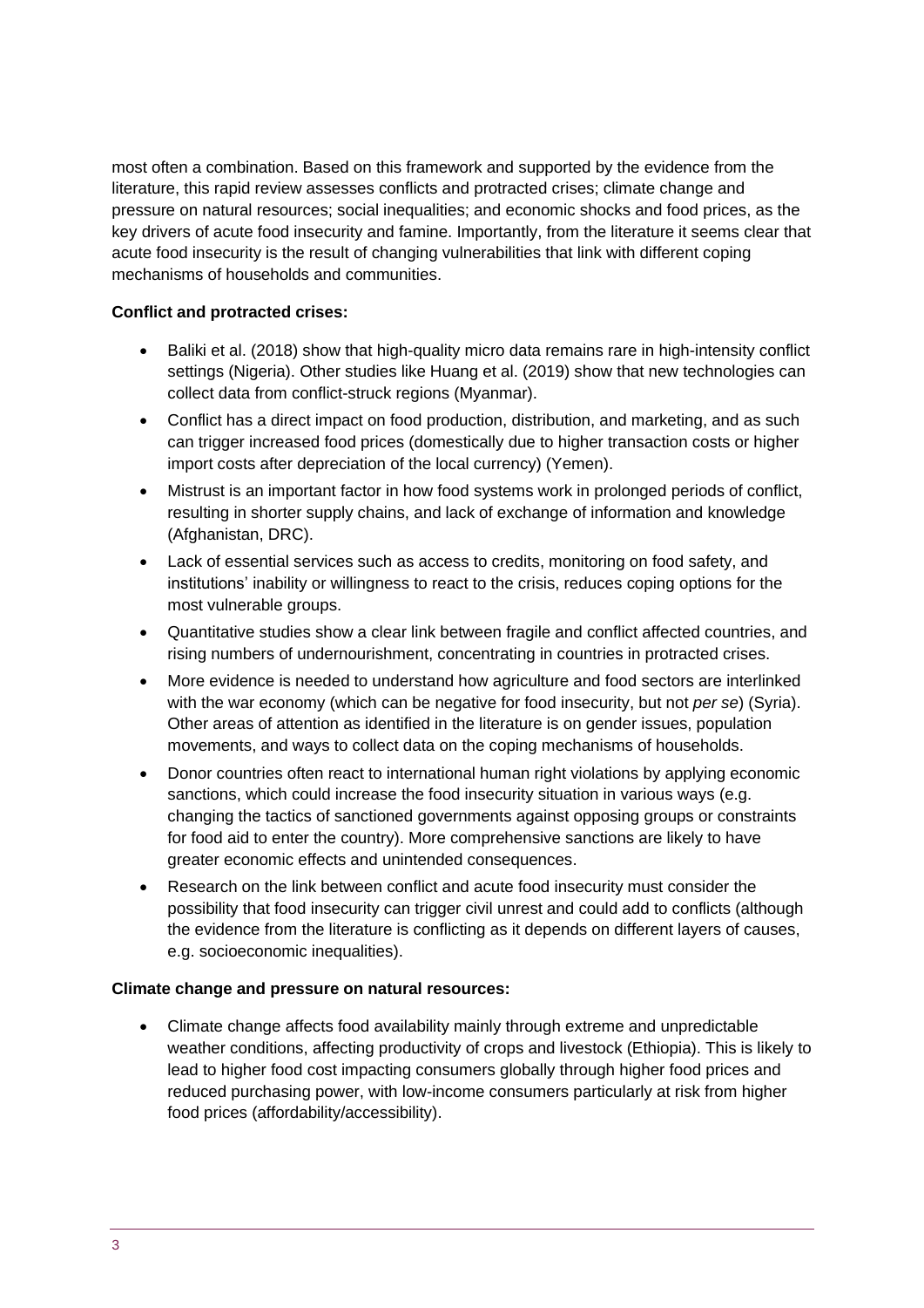most often a combination. Based on this framework and supported by the evidence from the literature, this rapid review assesses conflicts and protracted crises; climate change and pressure on natural resources; social inequalities; and economic shocks and food prices, as the key drivers of acute food insecurity and famine. Importantly, from the literature it seems clear that acute food insecurity is the result of changing vulnerabilities that link with different coping mechanisms of households and communities.

**Conflict and protracted crises:**

- Baliki et al. (2018) show that high-quality micro data remains rare in high-intensity conflict settings (Nigeria). Other studies like Huang et al. (2019) show that new technologies can collect data from conflict-struck regions (Myanmar).
- Conflict has a direct impact on food production, distribution, and marketing, and as such can trigger increased food prices (domestically due to higher transaction costs or higher import costs after depreciation of the local currency) (Yemen).
- Mistrust is an important factor in how food systems work in prolonged periods of conflict, resulting in shorter supply chains, and lack of exchange of information and knowledge (Afghanistan, DRC).
- Lack of essential services such as access to credits, monitoring on food safety, and institutions' inability or willingness to react to the crisis, reduces coping options for the most vulnerable groups.
- Quantitative studies show a clear link between fragile and conflict affected countries, and rising numbers of undernourishment, concentrating in countries in protracted crises.
- More evidence is needed to understand how agriculture and food sectors are interlinked with the war economy (which can be negative for food insecurity, but not *per se*) (Syria). Other areas of attention as identified in the literature is on gender issues, population movements, and ways to collect data on the coping mechanisms of households.
- Donor countries often react to international human right violations by applying economic sanctions, which could increase the food insecurity situation in various ways (e.g. changing the tactics of sanctioned governments against opposing groups or constraints for food aid to enter the country). More comprehensive sanctions are likely to have greater economic effects and unintended consequences.
- Research on the link between conflict and acute food insecurity must consider the possibility that food insecurity can trigger civil unrest and could add to conflicts (although the evidence from the literature is conflicting as it depends on different layers of causes, e.g. socioeconomic inequalities).

**Climate change and pressure on natural resources:**

- Climate change affects food availability mainly through extreme and unpredictable weather conditions, affecting productivity of crops and livestock (Ethiopia). This is likely to lead to higher food cost impacting consumers globally through higher food prices and reduced purchasing power, with low-income consumers particularly at risk from higher food prices (affordability/accessibility).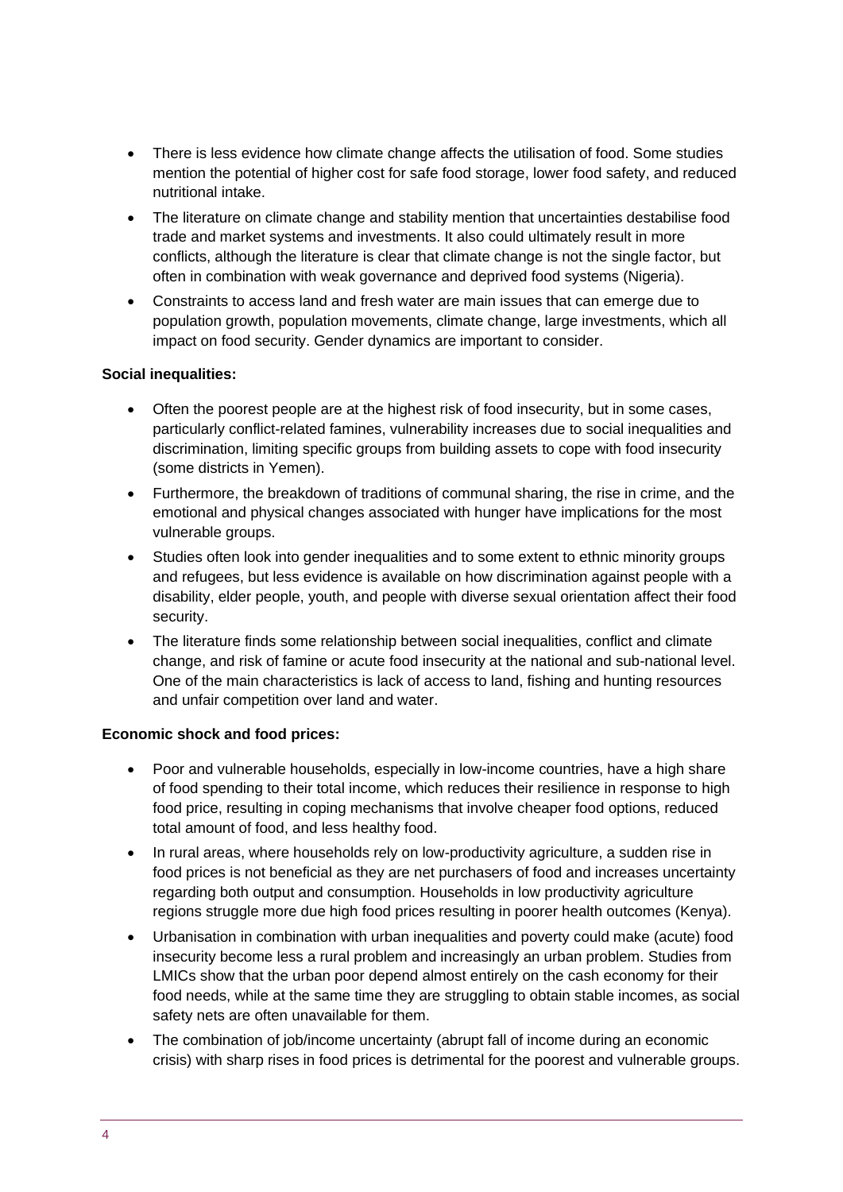- There is less evidence how climate change affects the utilisation of food. Some studies mention the potential of higher cost for safe food storage, lower food safety, and reduced nutritional intake.
- The literature on climate change and stability mention that uncertainties destabilise food trade and market systems and investments. It also could ultimately result in more conflicts, although the literature is clear that climate change is not the single factor, but often in combination with weak governance and deprived food systems (Nigeria).
- Constraints to access land and fresh water are main issues that can emerge due to population growth, population movements, climate change, large investments, which all impact on food security. Gender dynamics are important to consider.

**Social inequalities:**

- Often the poorest people are at the highest risk of food insecurity, but in some cases, particularly conflict-related famines, vulnerability increases due to social inequalities and discrimination, limiting specific groups from building assets to cope with food insecurity (some districts in Yemen).
- Furthermore, the breakdown of traditions of communal sharing, the rise in crime, and the emotional and physical changes associated with hunger have implications for the most vulnerable groups.
- Studies often look into gender inequalities and to some extent to ethnic minority groups and refugees, but less evidence is available on how discrimination against people with a disability, elder people, youth, and people with diverse sexual orientation affect their food security.
- The literature finds some relationship between social inequalities, conflict and climate change, and risk of famine or acute food insecurity at the national and sub-national level. One of the main characteristics is lack of access to land, fishing and hunting resources and unfair competition over land and water.

**Economic shock and food prices:**

- Poor and vulnerable households, especially in low-income countries, have a high share of food spending to their total income, which reduces their resilience in response to high food price, resulting in coping mechanisms that involve cheaper food options, reduced total amount of food, and less healthy food.
- In rural areas, where households rely on low-productivity agriculture, a sudden rise in food prices is not beneficial as they are net purchasers of food and increases uncertainty regarding both output and consumption. Households in low productivity agriculture regions struggle more due high food prices resulting in poorer health outcomes (Kenya).
- Urbanisation in combination with urban inequalities and poverty could make (acute) food insecurity become less a rural problem and increasingly an urban problem. Studies from LMICs show that the urban poor depend almost entirely on the cash economy for their food needs, while at the same time they are struggling to obtain stable incomes, as social safety nets are often unavailable for them.
- The combination of job/income uncertainty (abrupt fall of income during an economic crisis) with sharp rises in food prices is detrimental for the poorest and vulnerable groups.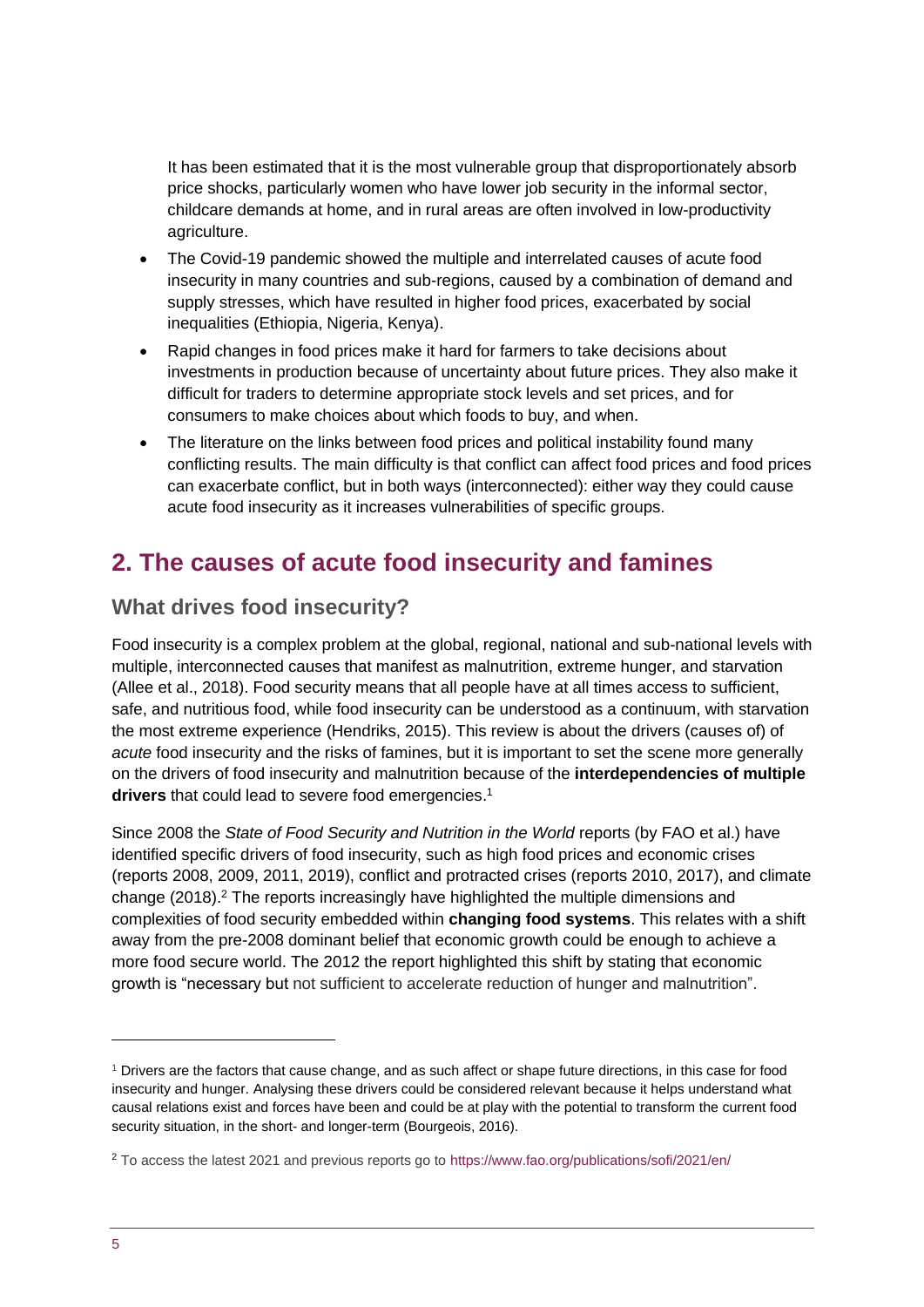It has been estimated that it is the most vulnerable group that disproportionately absorb price shocks, particularly women who have lower job security in the informal sector, childcare demands at home, and in rural areas are often involved in low-productivity agriculture.

- The Covid-19 pandemic showed the multiple and interrelated causes of acute food insecurity in many countries and sub-regions, caused by a combination of demand and supply stresses, which have resulted in higher food prices, exacerbated by social inequalities (Ethiopia, Nigeria, Kenya).
- Rapid changes in food prices make it hard for farmers to take decisions about investments in production because of uncertainty about future prices. They also make it difficult for traders to determine appropriate stock levels and set prices, and for consumers to make choices about which foods to buy, and when.
- The literature on the links between food prices and political instability found many conflicting results. The main difficulty is that conflict can affect food prices and food prices can exacerbate conflict, but in both ways (interconnected): either way they could cause acute food insecurity as it increases vulnerabilities of specific groups.

## 2. The causes of acute food insecurity and famines

### What drives food insecurity?

Food insecurity is a complex problem at the global, regional, national and sub-national levels with multiple, interconnected causes that manifest as malnutrition, extreme hunger, and starvation (Allee et al., 2018). Food security means that all people have at all times access to sufficient, safe, and nutritious food, while food insecurity can be understood as a continuum, with starvation the most extreme experience (Hendriks, 2015). This review is about the drivers (causes of) of *acute* food insecurity and the risks of famines, but it is important to set the scene more generally on the drivers of food insecurity and malnutrition because of the **interdependencies of multiple drivers** that could lead to severe food emergencies.[1]

Since 2008 the *State of Food Security and Nutrition in the World* reports (by FAO et al.) have identified specific drivers of food insecurity, such as high food prices and economic crises (reports 2008, 2009, 2011, 2019), conflict and protracted crises (reports 2010, 2017), and climate change (2018).[2] The reports increasingly have highlighted the multiple dimensions and complexities of food security embedded within **changing food systems**. This relates with a shift away from the pre-2008 dominant belief that economic growth could be enough to achieve a more food secure world. The 2012 the report highlighted this shift by stating that economic growth is "necessary but not sufficient to accelerate reduction of hunger and malnutrition".

[1] Drivers are the factors that cause change, and as such affect or shape future directions, in this case for food insecurity and hunger. Analysing these drivers could be considered relevant because it helps understand what causal relations exist and forces have been and could be at play with the potential to transform the current food security situation, in the short- and longer-term (Bourgeois, 2016).

[2] To access the latest 2021 and previous reports go to https://www.fao.org/publications/sofi/2021/en/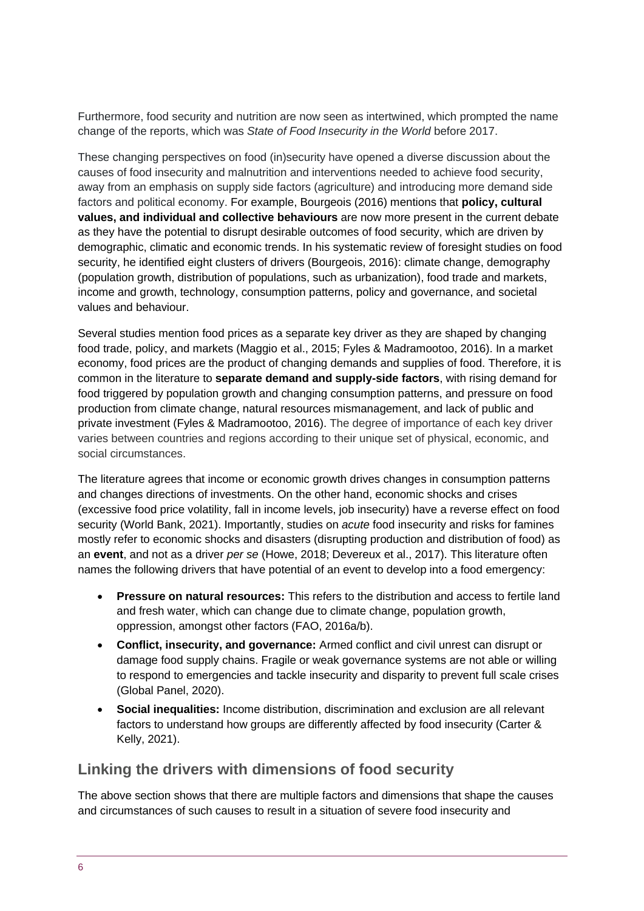Furthermore, food security and nutrition are now seen as intertwined, which prompted the name change of the reports, which was *State of Food Insecurity in the World* before 2017.

These changing perspectives on food (in)security have opened a diverse discussion about the causes of food insecurity and malnutrition and interventions needed to achieve food security, away from an emphasis on supply side factors (agriculture) and introducing more demand side factors and political economy. For example, Bourgeois (2016) mentions that **policy, cultural values, and individual and collective behaviours** are now more present in the current debate as they have the potential to disrupt desirable outcomes of food security, which are driven by demographic, climatic and economic trends. In his systematic review of foresight studies on food security, he identified eight clusters of drivers (Bourgeois, 2016): climate change, demography (population growth, distribution of populations, such as urbanization), food trade and markets, income and growth, technology, consumption patterns, policy and governance, and societal values and behaviour.

Several studies mention food prices as a separate key driver as they are shaped by changing food trade, policy, and markets (Maggio et al., 2015; Fyles & Madramootoo, 2016). In a market economy, food prices are the product of changing demands and supplies of food. Therefore, it is common in the literature to **separate demand and supply-side factors**, with rising demand for food triggered by population growth and changing consumption patterns, and pressure on food production from climate change, natural resources mismanagement, and lack of public and private investment (Fyles & Madramootoo, 2016). The degree of importance of each key driver varies between countries and regions according to their unique set of physical, economic, and social circumstances.

The literature agrees that income or economic growth drives changes in consumption patterns and changes directions of investments. On the other hand, economic shocks and crises (excessive food price volatility, fall in income levels, job insecurity) have a reverse effect on food security (World Bank, 2021). Importantly, studies on *acute* food insecurity and risks for famines mostly refer to economic shocks and disasters (disrupting production and distribution of food) as an **event**, and not as a driver *per se* (Howe, 2018; Devereux et al., 2017). This literature often names the following drivers that have potential of an event to develop into a food emergency:

- **Pressure on natural resources:** This refers to the distribution and access to fertile land and fresh water, which can change due to climate change, population growth, oppression, amongst other factors (FAO, 2016a/b).
- **Conflict, insecurity, and governance:** Armed conflict and civil unrest can disrupt or damage food supply chains. Fragile or weak governance systems are not able or willing to respond to emergencies and tackle insecurity and disparity to prevent full scale crises (Global Panel, 2020).
- **Social inequalities:** Income distribution, discrimination and exclusion are all relevant factors to understand how groups are differently affected by food insecurity (Carter & Kelly, 2021).

## Linking the drivers with dimensions of food security

The above section shows that there are multiple factors and dimensions that shape the causes and circumstances of such causes to result in a situation of severe food insecurity and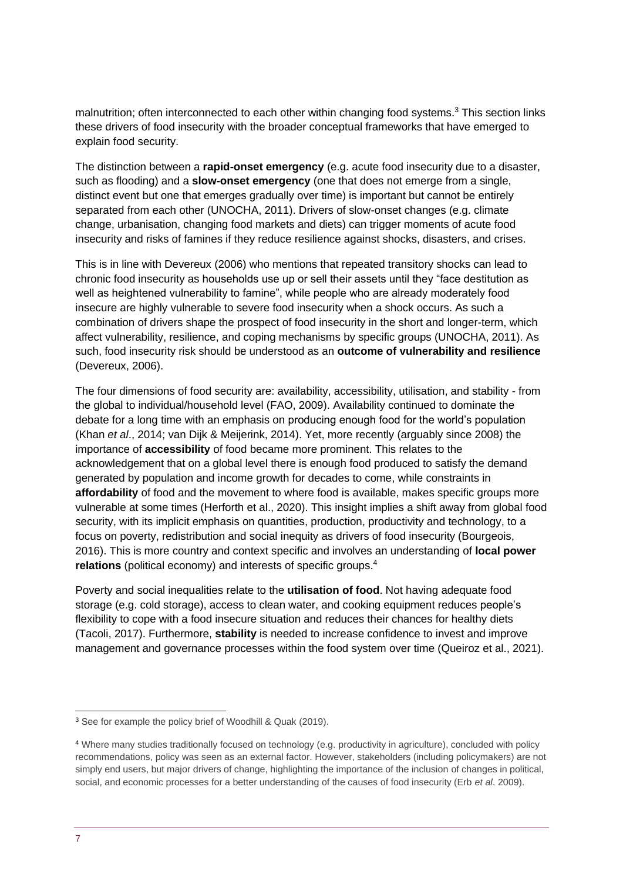malnutrition; often interconnected to each other within changing food systems.[3] This section links these drivers of food insecurity with the broader conceptual frameworks that have emerged to explain food security.

The distinction between a **rapid-onset emergency** (e.g. acute food insecurity due to a disaster, such as flooding) and a **slow-onset emergency** (one that does not emerge from a single, distinct event but one that emerges gradually over time) is important but cannot be entirely separated from each other (UNOCHA, 2011). Drivers of slow-onset changes (e.g. climate change, urbanisation, changing food markets and diets) can trigger moments of acute food insecurity and risks of famines if they reduce resilience against shocks, disasters, and crises.

This is in line with Devereux (2006) who mentions that repeated transitory shocks can lead to chronic food insecurity as households use up or sell their assets until they "face destitution as well as heightened vulnerability to famine", while people who are already moderately food insecure are highly vulnerable to severe food insecurity when a shock occurs. As such a combination of drivers shape the prospect of food insecurity in the short and longer-term, which affect vulnerability, resilience, and coping mechanisms by specific groups (UNOCHA, 2011). As such, food insecurity risk should be understood as an **outcome of vulnerability and resilience** (Devereux, 2006).

The four dimensions of food security are: availability, accessibility, utilisation, and stability - from the global to individual/household level (FAO, 2009). Availability continued to dominate the debate for a long time with an emphasis on producing enough food for the world's population (Khan *et al*., 2014; van Dijk & Meijerink, 2014). Yet, more recently (arguably since 2008) the importance of **accessibility** of food became more prominent. This relates to the acknowledgement that on a global level there is enough food produced to satisfy the demand generated by population and income growth for decades to come, while constraints in **affordability** of food and the movement to where food is available, makes specific groups more vulnerable at some times (Herforth et al., 2020). This insight implies a shift away from global food security, with its implicit emphasis on quantities, production, productivity and technology, to a focus on poverty, redistribution and social inequity as drivers of food insecurity (Bourgeois, 2016). This is more country and context specific and involves an understanding of **local power relations** (political economy) and interests of specific groups.[4]

Poverty and social inequalities relate to the **utilisation of food**. Not having adequate food storage (e.g. cold storage), access to clean water, and cooking equipment reduces people's flexibility to cope with a food insecure situation and reduces their chances for healthy diets (Tacoli, 2017). Furthermore, **stability** is needed to increase confidence to invest and improve management and governance processes within the food system over time (Queiroz et al., 2021).

---

[3] See for example the policy brief of Woodhill & Quak (2019).

[4] Where many studies traditionally focused on technology (e.g. productivity in agriculture), concluded with policy recommendations, policy was seen as an external factor. However, stakeholders (including policymakers) are not simply end users, but major drivers of change, highlighting the importance of the inclusion of changes in political, social, and economic processes for a better understanding of the causes of food insecurity (Erb *et al*. 2009).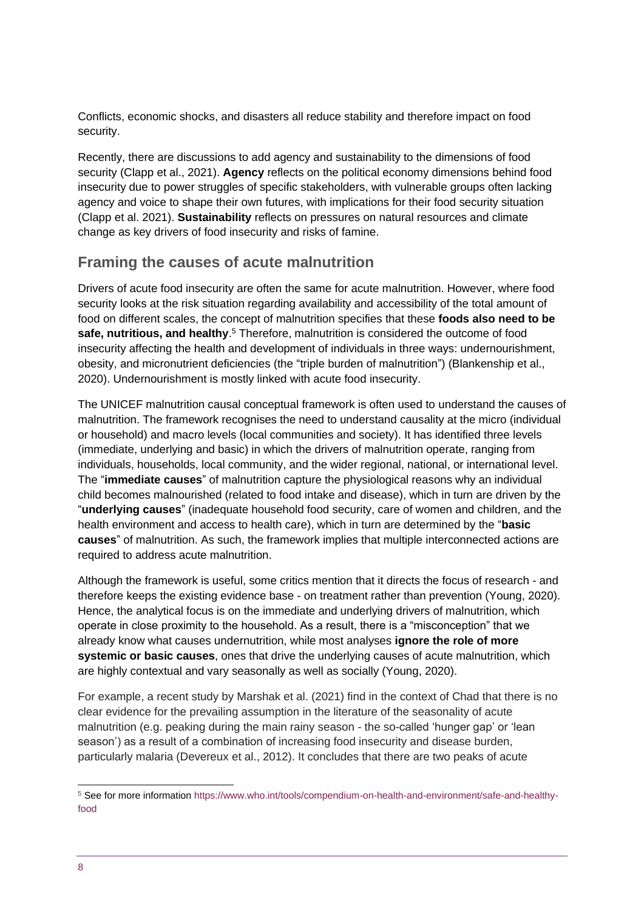Conflicts, economic shocks, and disasters all reduce stability and therefore impact on food security.

Recently, there are discussions to add agency and sustainability to the dimensions of food security (Clapp et al., 2021). **Agency** reflects on the political economy dimensions behind food insecurity due to power struggles of specific stakeholders, with vulnerable groups often lacking agency and voice to shape their own futures, with implications for their food security situation (Clapp et al. 2021). **Sustainability** reflects on pressures on natural resources and climate change as key drivers of food insecurity and risks of famine.

## Framing the causes of acute malnutrition

Drivers of acute food insecurity are often the same for acute malnutrition. However, where food security looks at the risk situation regarding availability and accessibility of the total amount of food on different scales, the concept of malnutrition specifies that these **foods also need to be safe, nutritious, and healthy**.[5] Therefore, malnutrition is considered the outcome of food insecurity affecting the health and development of individuals in three ways: undernourishment, obesity, and micronutrient deficiencies (the "triple burden of malnutrition") (Blankenship et al., 2020). Undernourishment is mostly linked with acute food insecurity.

The UNICEF malnutrition causal conceptual framework is often used to understand the causes of malnutrition. The framework recognises the need to understand causality at the micro (individual or household) and macro levels (local communities and society). It has identified three levels (immediate, underlying and basic) in which the drivers of malnutrition operate, ranging from individuals, households, local community, and the wider regional, national, or international level. The "**immediate causes**" of malnutrition capture the physiological reasons why an individual child becomes malnourished (related to food intake and disease), which in turn are driven by the "**underlying causes**" (inadequate household food security, care of women and children, and the health environment and access to health care), which in turn are determined by the "**basic causes**" of malnutrition. As such, the framework implies that multiple interconnected actions are required to address acute malnutrition.

Although the framework is useful, some critics mention that it directs the focus of research - and therefore keeps the existing evidence base - on treatment rather than prevention (Young, 2020). Hence, the analytical focus is on the immediate and underlying drivers of malnutrition, which operate in close proximity to the household. As a result, there is a "misconception" that we already know what causes undernutrition, while most analyses **ignore the role of more systemic or basic causes**, ones that drive the underlying causes of acute malnutrition, which are highly contextual and vary seasonally as well as socially (Young, 2020).

For example, a recent study by Marshak et al. (2021) find in the context of Chad that there is no clear evidence for the prevailing assumption in the literature of the seasonality of acute malnutrition (e.g. peaking during the main rainy season - the so-called 'hunger gap' or 'lean season') as a result of a combination of increasing food insecurity and disease burden, particularly malaria (Devereux et al., 2012). It concludes that there are two peaks of acute

[5] See for more information https://www.who.int/tools/compendium-on-health-and-environment/safe-and-healthy-food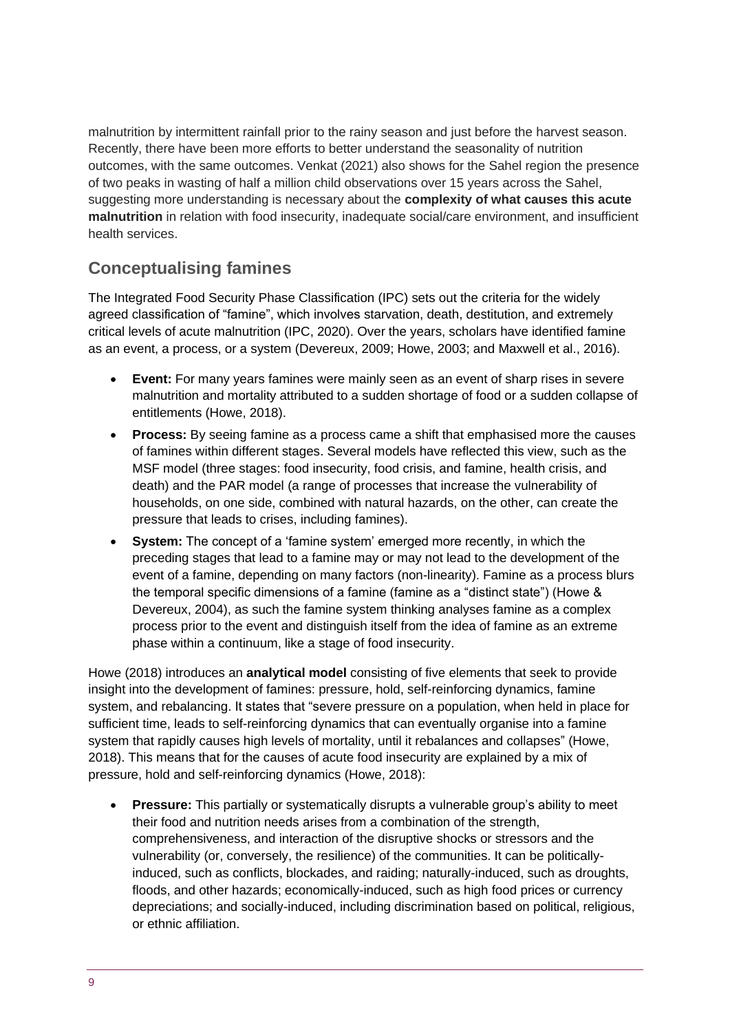malnutrition by intermittent rainfall prior to the rainy season and just before the harvest season. Recently, there have been more efforts to better understand the seasonality of nutrition outcomes, with the same outcomes. Venkat (2021) also shows for the Sahel region the presence of two peaks in wasting of half a million child observations over 15 years across the Sahel, suggesting more understanding is necessary about the **complexity of what causes this acute malnutrition** in relation with food insecurity, inadequate social/care environment, and insufficient health services.

## Conceptualising famines

The Integrated Food Security Phase Classification (IPC) sets out the criteria for the widely agreed classification of "famine", which involves starvation, death, destitution, and extremely critical levels of acute malnutrition (IPC, 2020). Over the years, scholars have identified famine as an event, a process, or a system (Devereux, 2009; Howe, 2003; and Maxwell et al., 2016).

- **Event:** For many years famines were mainly seen as an event of sharp rises in severe malnutrition and mortality attributed to a sudden shortage of food or a sudden collapse of entitlements (Howe, 2018).
- **Process:** By seeing famine as a process came a shift that emphasised more the causes of famines within different stages. Several models have reflected this view, such as the MSF model (three stages: food insecurity, food crisis, and famine, health crisis, and death) and the PAR model (a range of processes that increase the vulnerability of households, on one side, combined with natural hazards, on the other, can create the pressure that leads to crises, including famines).
- **System:** The concept of a 'famine system' emerged more recently, in which the preceding stages that lead to a famine may or may not lead to the development of the event of a famine, depending on many factors (non-linearity). Famine as a process blurs the temporal specific dimensions of a famine (famine as a "distinct state") (Howe & Devereux, 2004), as such the famine system thinking analyses famine as a complex process prior to the event and distinguish itself from the idea of famine as an extreme phase within a continuum, like a stage of food insecurity.

Howe (2018) introduces an **analytical model** consisting of five elements that seek to provide insight into the development of famines: pressure, hold, self-reinforcing dynamics, famine system, and rebalancing. It states that "severe pressure on a population, when held in place for sufficient time, leads to self-reinforcing dynamics that can eventually organise into a famine system that rapidly causes high levels of mortality, until it rebalances and collapses" (Howe, 2018). This means that for the causes of acute food insecurity are explained by a mix of pressure, hold and self-reinforcing dynamics (Howe, 2018):

- **Pressure:** This partially or systematically disrupts a vulnerable group's ability to meet their food and nutrition needs arises from a combination of the strength, comprehensiveness, and interaction of the disruptive shocks or stressors and the vulnerability (or, conversely, the resilience) of the communities. It can be politically-induced, such as conflicts, blockades, and raiding; naturally-induced, such as droughts, floods, and other hazards; economically-induced, such as high food prices or currency depreciations; and socially-induced, including discrimination based on political, religious, or ethnic affiliation.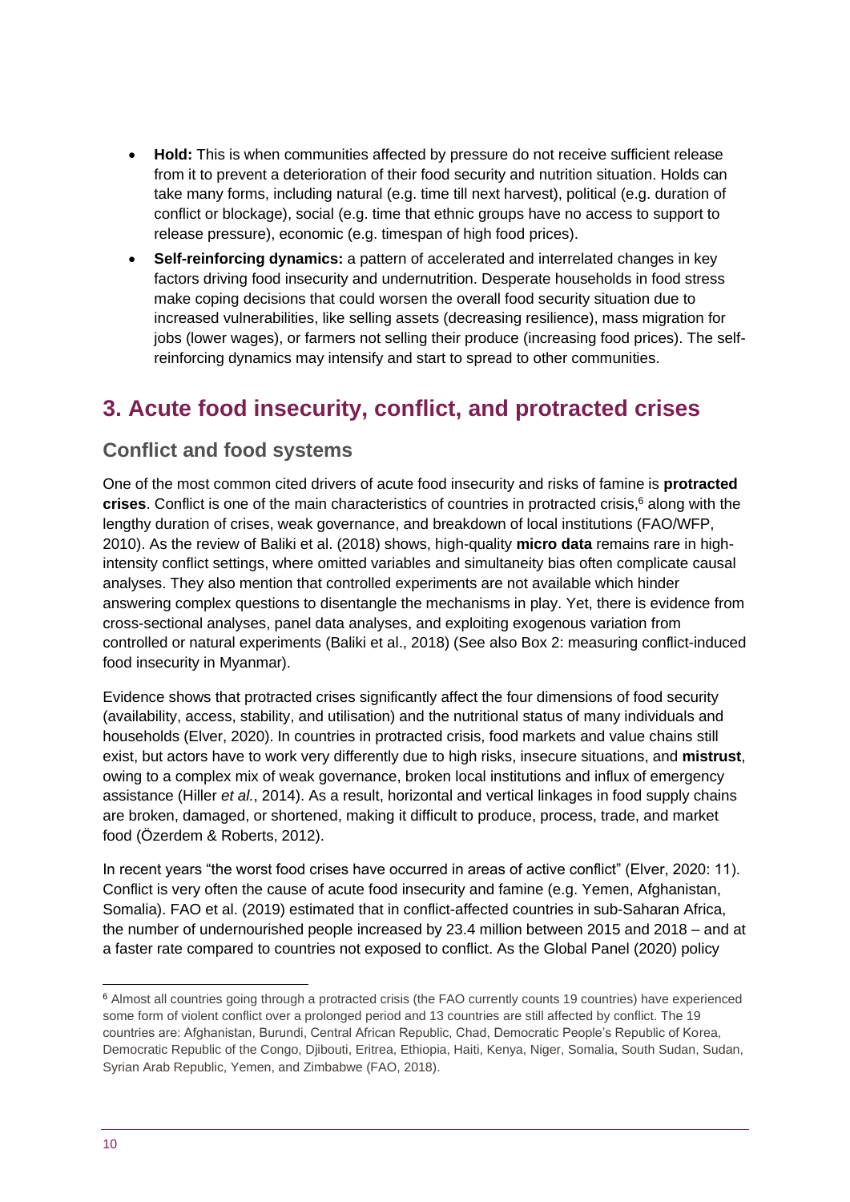- **Hold:** This is when communities affected by pressure do not receive sufficient release from it to prevent a deterioration of their food security and nutrition situation. Holds can take many forms, including natural (e.g. time till next harvest), political (e.g. duration of conflict or blockage), social (e.g. time that ethnic groups have no access to support to release pressure), economic (e.g. timespan of high food prices).
- **Self-reinforcing dynamics:** a pattern of accelerated and interrelated changes in key factors driving food insecurity and undernutrition. Desperate households in food stress make coping decisions that could worsen the overall food security situation due to increased vulnerabilities, like selling assets (decreasing resilience), mass migration for jobs (lower wages), or farmers not selling their produce (increasing food prices). The self-reinforcing dynamics may intensify and start to spread to other communities.

# 3. Acute food insecurity, conflict, and protracted crises

## Conflict and food systems

One of the most common cited drivers of acute food insecurity and risks of famine is **protracted crises**. Conflict is one of the main characteristics of countries in protracted crisis,[6] along with the lengthy duration of crises, weak governance, and breakdown of local institutions (FAO/WFP, 2010). As the review of Baliki et al. (2018) shows, high-quality **micro data** remains rare in high-intensity conflict settings, where omitted variables and simultaneity bias often complicate causal analyses. They also mention that controlled experiments are not available which hinder answering complex questions to disentangle the mechanisms in play. Yet, there is evidence from cross-sectional analyses, panel data analyses, and exploiting exogenous variation from controlled or natural experiments (Baliki et al., 2018) (See also Box 2: measuring conflict-induced food insecurity in Myanmar).

Evidence shows that protracted crises significantly affect the four dimensions of food security (availability, access, stability, and utilisation) and the nutritional status of many individuals and households (Elver, 2020). In countries in protracted crisis, food markets and value chains still exist, but actors have to work very differently due to high risks, insecure situations, and **mistrust**, owing to a complex mix of weak governance, broken local institutions and influx of emergency assistance (Hiller *et al.*, 2014). As a result, horizontal and vertical linkages in food supply chains are broken, damaged, or shortened, making it difficult to produce, process, trade, and market food (Özerdem & Roberts, 2012).

In recent years "the worst food crises have occurred in areas of active conflict" (Elver, 2020: 11). Conflict is very often the cause of acute food insecurity and famine (e.g. Yemen, Afghanistan, Somalia). FAO et al. (2019) estimated that in conflict-affected countries in sub-Saharan Africa, the number of undernourished people increased by 23.4 million between 2015 and 2018 – and at a faster rate compared to countries not exposed to conflict. As the Global Panel (2020) policy

---

[6] Almost all countries going through a protracted crisis (the FAO currently counts 19 countries) have experienced some form of violent conflict over a prolonged period and 13 countries are still affected by conflict. The 19 countries are: Afghanistan, Burundi, Central African Republic, Chad, Democratic People's Republic of Korea, Democratic Republic of the Congo, Djibouti, Eritrea, Ethiopia, Haiti, Kenya, Niger, Somalia, South Sudan, Sudan, Syrian Arab Republic, Yemen, and Zimbabwe (FAO, 2018).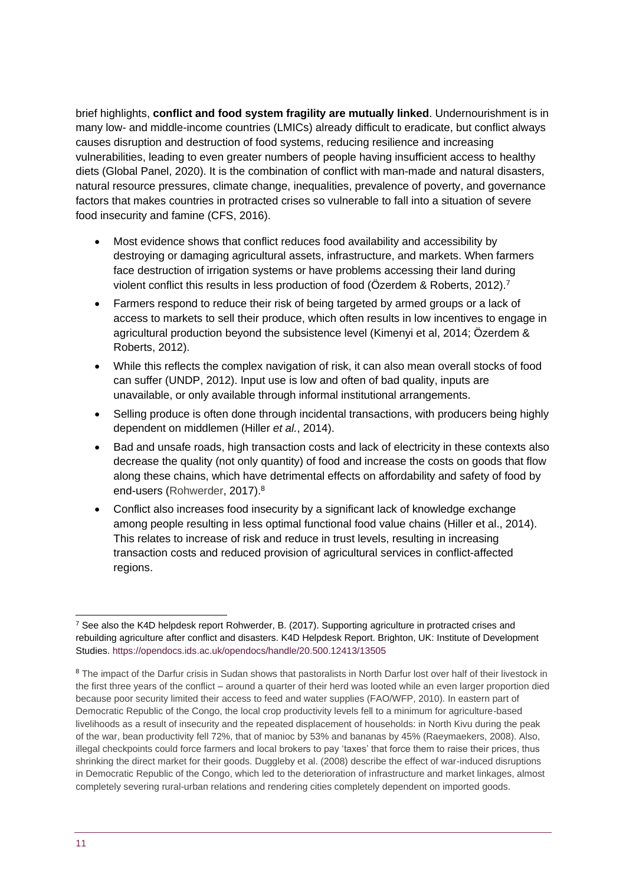brief highlights, **conflict and food system fragility are mutually linked**. Undernourishment is in many low- and middle-income countries (LMICs) already difficult to eradicate, but conflict always causes disruption and destruction of food systems, reducing resilience and increasing vulnerabilities, leading to even greater numbers of people having insufficient access to healthy diets (Global Panel, 2020). It is the combination of conflict with man-made and natural disasters, natural resource pressures, climate change, inequalities, prevalence of poverty, and governance factors that makes countries in protracted crises so vulnerable to fall into a situation of severe food insecurity and famine (CFS, 2016).

- Most evidence shows that conflict reduces food availability and accessibility by destroying or damaging agricultural assets, infrastructure, and markets. When farmers face destruction of irrigation systems or have problems accessing their land during violent conflict this results in less production of food (Özerdem & Roberts, 2012).[7]
- Farmers respond to reduce their risk of being targeted by armed groups or a lack of access to markets to sell their produce, which often results in low incentives to engage in agricultural production beyond the subsistence level (Kimenyi et al, 2014; Özerdem & Roberts, 2012).
- While this reflects the complex navigation of risk, it can also mean overall stocks of food can suffer (UNDP, 2012). Input use is low and often of bad quality, inputs are unavailable, or only available through informal institutional arrangements.
- Selling produce is often done through incidental transactions, with producers being highly dependent on middlemen (Hiller *et al.*, 2014).
- Bad and unsafe roads, high transaction costs and lack of electricity in these contexts also decrease the quality (not only quantity) of food and increase the costs on goods that flow along these chains, which have detrimental effects on affordability and safety of food by end-users (Rohwerder, 2017).[8]
- Conflict also increases food insecurity by a significant lack of knowledge exchange among people resulting in less optimal functional food value chains (Hiller et al., 2014). This relates to increase of risk and reduce in trust levels, resulting in increasing transaction costs and reduced provision of agricultural services in conflict-affected regions.

---

[7] See also the K4D helpdesk report Rohwerder, B. (2017). Supporting agriculture in protracted crises and rebuilding agriculture after conflict and disasters. K4D Helpdesk Report. Brighton, UK: Institute of Development Studies. https://opendocs.ids.ac.uk/opendocs/handle/20.500.12413/13505

[8] The impact of the Darfur crisis in Sudan shows that pastoralists in North Darfur lost over half of their livestock in the first three years of the conflict – around a quarter of their herd was looted while an even larger proportion died because poor security limited their access to feed and water supplies (FAO/WFP, 2010). In eastern part of Democratic Republic of the Congo, the local crop productivity levels fell to a minimum for agriculture-based livelihoods as a result of insecurity and the repeated displacement of households: in North Kivu during the peak of the war, bean productivity fell 72%, that of manioc by 53% and bananas by 45% (Raeymaekers, 2008). Also, illegal checkpoints could force farmers and local brokers to pay 'taxes' that force them to raise their prices, thus shrinking the direct market for their goods. Duggleby et al. (2008) describe the effect of war-induced disruptions in Democratic Republic of the Congo, which led to the deterioration of infrastructure and market linkages, almost completely severing rural-urban relations and rendering cities completely dependent on imported goods.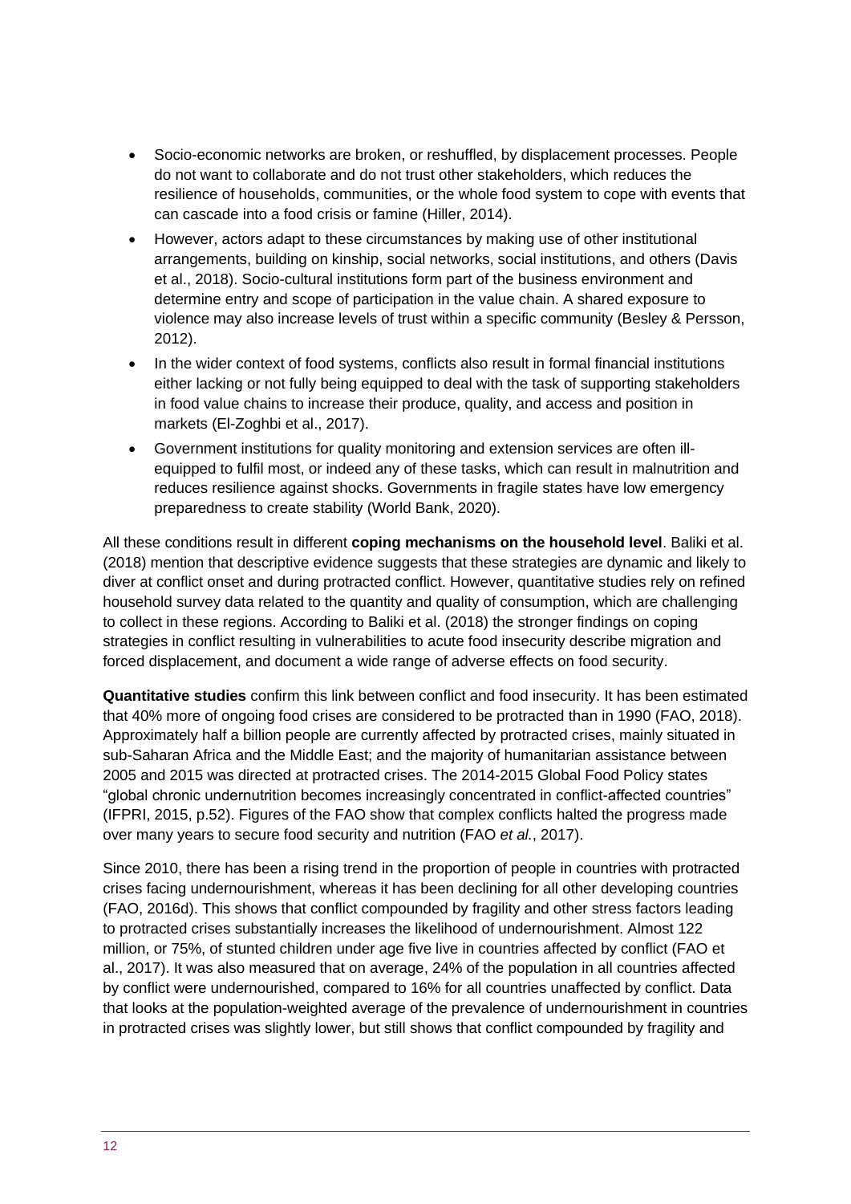- Socio-economic networks are broken, or reshuffled, by displacement processes. People do not want to collaborate and do not trust other stakeholders, which reduces the resilience of households, communities, or the whole food system to cope with events that can cascade into a food crisis or famine (Hiller, 2014).
- However, actors adapt to these circumstances by making use of other institutional arrangements, building on kinship, social networks, social institutions, and others (Davis et al., 2018). Socio-cultural institutions form part of the business environment and determine entry and scope of participation in the value chain. A shared exposure to violence may also increase levels of trust within a specific community (Besley & Persson, 2012).
- In the wider context of food systems, conflicts also result in formal financial institutions either lacking or not fully being equipped to deal with the task of supporting stakeholders in food value chains to increase their produce, quality, and access and position in markets (El-Zoghbi et al., 2017).
- Government institutions for quality monitoring and extension services are often ill-equipped to fulfil most, or indeed any of these tasks, which can result in malnutrition and reduces resilience against shocks. Governments in fragile states have low emergency preparedness to create stability (World Bank, 2020).

All these conditions result in different **coping mechanisms on the household level**. Baliki et al. (2018) mention that descriptive evidence suggests that these strategies are dynamic and likely to diver at conflict onset and during protracted conflict. However, quantitative studies rely on refined household survey data related to the quantity and quality of consumption, which are challenging to collect in these regions. According to Baliki et al. (2018) the stronger findings on coping strategies in conflict resulting in vulnerabilities to acute food insecurity describe migration and forced displacement, and document a wide range of adverse effects on food security.

**Quantitative studies** confirm this link between conflict and food insecurity. It has been estimated that 40% more of ongoing food crises are considered to be protracted than in 1990 (FAO, 2018). Approximately half a billion people are currently affected by protracted crises, mainly situated in sub-Saharan Africa and the Middle East; and the majority of humanitarian assistance between 2005 and 2015 was directed at protracted crises. The 2014-2015 Global Food Policy states "global chronic undernutrition becomes increasingly concentrated in conflict-affected countries" (IFPRI, 2015, p.52). Figures of the FAO show that complex conflicts halted the progress made over many years to secure food security and nutrition (FAO *et al.*, 2017).

Since 2010, there has been a rising trend in the proportion of people in countries with protracted crises facing undernourishment, whereas it has been declining for all other developing countries (FAO, 2016d). This shows that conflict compounded by fragility and other stress factors leading to protracted crises substantially increases the likelihood of undernourishment. Almost 122 million, or 75%, of stunted children under age five live in countries affected by conflict (FAO et al., 2017). It was also measured that on average, 24% of the population in all countries affected by conflict were undernourished, compared to 16% for all countries unaffected by conflict. Data that looks at the population-weighted average of the prevalence of undernourishment in countries in protracted crises was slightly lower, but still shows that conflict compounded by fragility and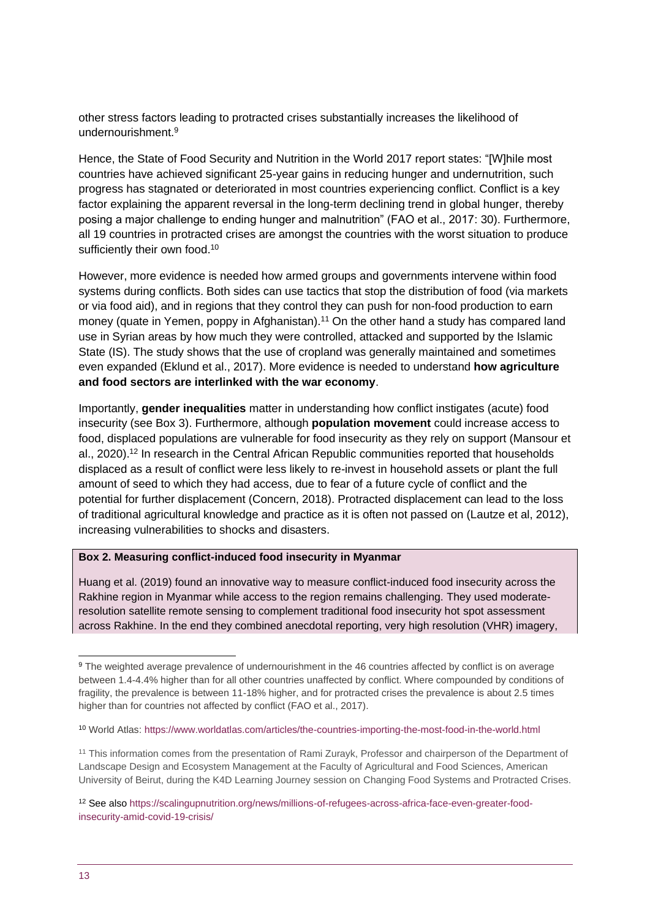other stress factors leading to protracted crises substantially increases the likelihood of undernourishment.[9]

Hence, the State of Food Security and Nutrition in the World 2017 report states: "[W]hile most countries have achieved significant 25-year gains in reducing hunger and undernutrition, such progress has stagnated or deteriorated in most countries experiencing conflict. Conflict is a key factor explaining the apparent reversal in the long-term declining trend in global hunger, thereby posing a major challenge to ending hunger and malnutrition" (FAO et al., 2017: 30). Furthermore, all 19 countries in protracted crises are amongst the countries with the worst situation to produce sufficiently their own food.[10]

However, more evidence is needed how armed groups and governments intervene within food systems during conflicts. Both sides can use tactics that stop the distribution of food (via markets or via food aid), and in regions that they control they can push for non-food production to earn money (quate in Yemen, poppy in Afghanistan).[11] On the other hand a study has compared land use in Syrian areas by how much they were controlled, attacked and supported by the Islamic State (IS). The study shows that the use of cropland was generally maintained and sometimes even expanded (Eklund et al., 2017). More evidence is needed to understand **how agriculture and food sectors are interlinked with the war economy**.

Importantly, **gender inequalities** matter in understanding how conflict instigates (acute) food insecurity (see Box 3). Furthermore, although **population movement** could increase access to food, displaced populations are vulnerable for food insecurity as they rely on support (Mansour et al., 2020).[12] In research in the Central African Republic communities reported that households displaced as a result of conflict were less likely to re-invest in household assets or plant the full amount of seed to which they had access, due to fear of a future cycle of conflict and the potential for further displacement (Concern, 2018). Protracted displacement can lead to the loss of traditional agricultural knowledge and practice as it is often not passed on (Lautze et al, 2012), increasing vulnerabilities to shocks and disasters.

**Box 2. Measuring conflict-induced food insecurity in Myanmar**

Huang et al. (2019) found an innovative way to measure conflict-induced food insecurity across the Rakhine region in Myanmar while access to the region remains challenging. They used moderate-resolution satellite remote sensing to complement traditional food insecurity hot spot assessment across Rakhine. In the end they combined anecdotal reporting, very high resolution (VHR) imagery,

---

[9] The weighted average prevalence of undernourishment in the 46 countries affected by conflict is on average between 1.4-4.4% higher than for all other countries unaffected by conflict. Where compounded by conditions of fragility, the prevalence is between 11-18% higher, and for protracted crises the prevalence is about 2.5 times higher than for countries not affected by conflict (FAO et al., 2017).

[10] World Atlas: https://www.worldatlas.com/articles/the-countries-importing-the-most-food-in-the-world.html

[11] This information comes from the presentation of Rami Zurayk, Professor and chairperson of the Department of Landscape Design and Ecosystem Management at the Faculty of Agricultural and Food Sciences, American University of Beirut, during the K4D Learning Journey session on Changing Food Systems and Protracted Crises.

[12] See also https://scalingupnutrition.org/news/millions-of-refugees-across-africa-face-even-greater-food-insecurity-amid-covid-19-crisis/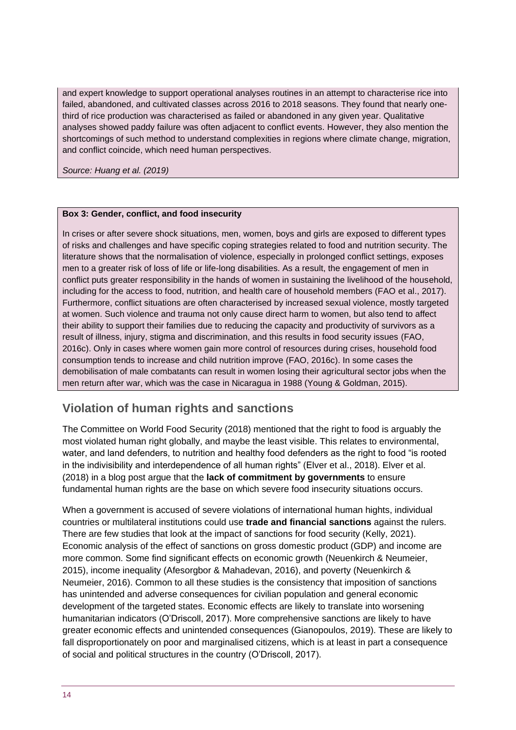and expert knowledge to support operational analyses routines in an attempt to characterise rice into failed, abandoned, and cultivated classes across 2016 to 2018 seasons. They found that nearly one-third of rice production was characterised as failed or abandoned in any given year. Qualitative analyses showed paddy failure was often adjacent to conflict events. However, they also mention the shortcomings of such method to understand complexities in regions where climate change, migration, and conflict coincide, which need human perspectives.

*Source: Huang et al. (2019)*

**Box 3: Gender, conflict, and food insecurity**

In crises or after severe shock situations, men, women, boys and girls are exposed to different types of risks and challenges and have specific coping strategies related to food and nutrition security. The literature shows that the normalisation of violence, especially in prolonged conflict settings, exposes men to a greater risk of loss of life or life-long disabilities. As a result, the engagement of men in conflict puts greater responsibility in the hands of women in sustaining the livelihood of the household, including for the access to food, nutrition, and health care of household members (FAO et al., 2017). Furthermore, conflict situations are often characterised by increased sexual violence, mostly targeted at women. Such violence and trauma not only cause direct harm to women, but also tend to affect their ability to support their families due to reducing the capacity and productivity of survivors as a result of illness, injury, stigma and discrimination, and this results in food security issues (FAO, 2016c). Only in cases where women gain more control of resources during crises, household food consumption tends to increase and child nutrition improve (FAO, 2016c). In some cases the demobilisation of male combatants can result in women losing their agricultural sector jobs when the men return after war, which was the case in Nicaragua in 1988 (Young & Goldman, 2015).

## Violation of human rights and sanctions

The Committee on World Food Security (2018) mentioned that the right to food is arguably the most violated human right globally, and maybe the least visible. This relates to environmental, water, and land defenders, to nutrition and healthy food defenders as the right to food "is rooted in the indivisibility and interdependence of all human rights" (Elver et al., 2018). Elver et al. (2018) in a blog post argue that the **lack of commitment by governments** to ensure fundamental human rights are the base on which severe food insecurity situations occurs.

When a government is accused of severe violations of international human hights, individual countries or multilateral institutions could use **trade and financial sanctions** against the rulers. There are few studies that look at the impact of sanctions for food security (Kelly, 2021). Economic analysis of the effect of sanctions on gross domestic product (GDP) and income are more common. Some find significant effects on economic growth (Neuenkirch & Neumeier, 2015), income inequality (Afesorgbor & Mahadevan, 2016), and poverty (Neuenkirch & Neumeier, 2016). Common to all these studies is the consistency that imposition of sanctions has unintended and adverse consequences for civilian population and general economic development of the targeted states. Economic effects are likely to translate into worsening humanitarian indicators (O'Driscoll, 2017). More comprehensive sanctions are likely to have greater economic effects and unintended consequences (Gianopoulos, 2019). These are likely to fall disproportionately on poor and marginalised citizens, which is at least in part a consequence of social and political structures in the country (O'Driscoll, 2017).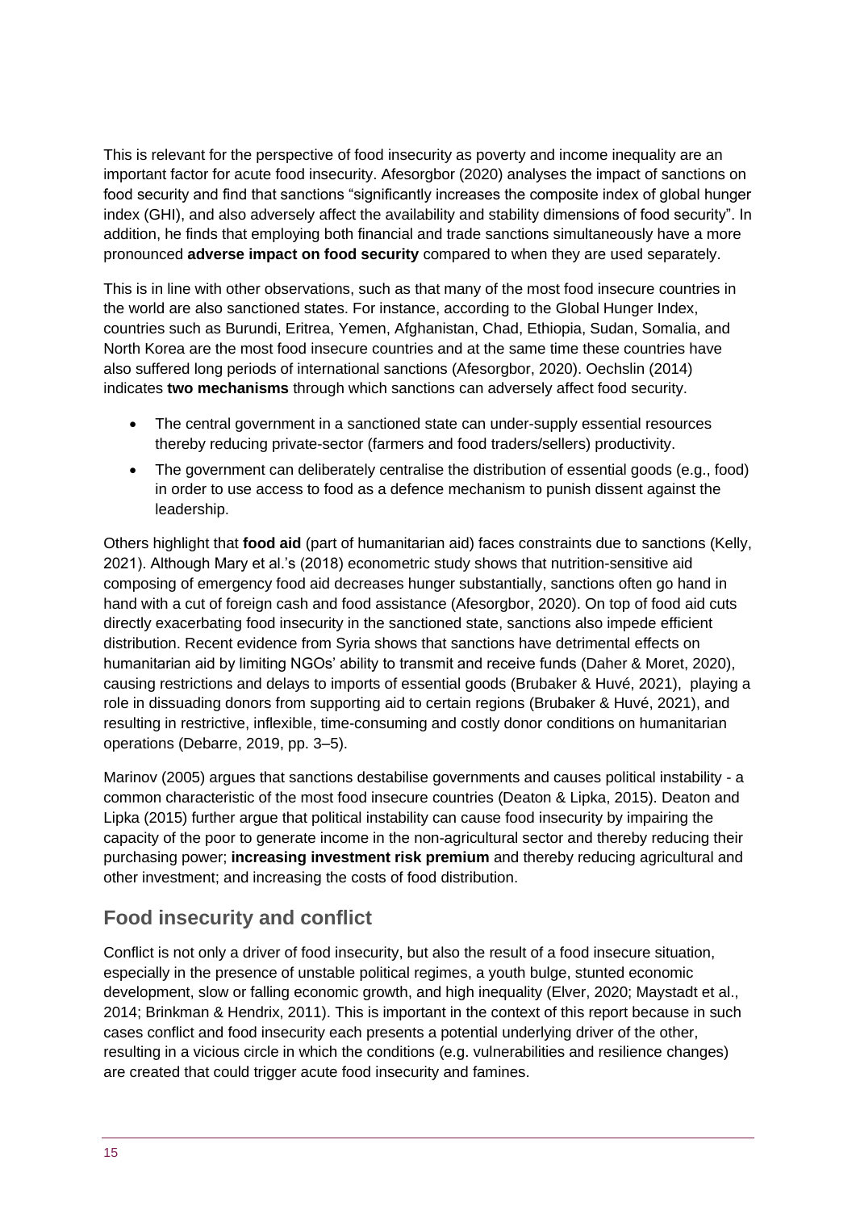This is relevant for the perspective of food insecurity as poverty and income inequality are an important factor for acute food insecurity. Afesorgbor (2020) analyses the impact of sanctions on food security and find that sanctions "significantly increases the composite index of global hunger index (GHI), and also adversely affect the availability and stability dimensions of food security". In addition, he finds that employing both financial and trade sanctions simultaneously have a more pronounced **adverse impact on food security** compared to when they are used separately.

This is in line with other observations, such as that many of the most food insecure countries in the world are also sanctioned states. For instance, according to the Global Hunger Index, countries such as Burundi, Eritrea, Yemen, Afghanistan, Chad, Ethiopia, Sudan, Somalia, and North Korea are the most food insecure countries and at the same time these countries have also suffered long periods of international sanctions (Afesorgbor, 2020). Oechslin (2014) indicates **two mechanisms** through which sanctions can adversely affect food security.

- The central government in a sanctioned state can under-supply essential resources thereby reducing private-sector (farmers and food traders/sellers) productivity.
- The government can deliberately centralise the distribution of essential goods (e.g., food) in order to use access to food as a defence mechanism to punish dissent against the leadership.

Others highlight that **food aid** (part of humanitarian aid) faces constraints due to sanctions (Kelly, 2021). Although Mary et al.'s (2018) econometric study shows that nutrition-sensitive aid composing of emergency food aid decreases hunger substantially, sanctions often go hand in hand with a cut of foreign cash and food assistance (Afesorgbor, 2020). On top of food aid cuts directly exacerbating food insecurity in the sanctioned state, sanctions also impede efficient distribution. Recent evidence from Syria shows that sanctions have detrimental effects on humanitarian aid by limiting NGOs' ability to transmit and receive funds (Daher & Moret, 2020), causing restrictions and delays to imports of essential goods (Brubaker & Huvé, 2021), playing a role in dissuading donors from supporting aid to certain regions (Brubaker & Huvé, 2021), and resulting in restrictive, inflexible, time-consuming and costly donor conditions on humanitarian operations (Debarre, 2019, pp. 3–5).

Marinov (2005) argues that sanctions destabilise governments and causes political instability - a common characteristic of the most food insecure countries (Deaton & Lipka, 2015). Deaton and Lipka (2015) further argue that political instability can cause food insecurity by impairing the capacity of the poor to generate income in the non-agricultural sector and thereby reducing their purchasing power; **increasing investment risk premium** and thereby reducing agricultural and other investment; and increasing the costs of food distribution.

## Food insecurity and conflict

Conflict is not only a driver of food insecurity, but also the result of a food insecure situation, especially in the presence of unstable political regimes, a youth bulge, stunted economic development, slow or falling economic growth, and high inequality (Elver, 2020; Maystadt et al., 2014; Brinkman & Hendrix, 2011). This is important in the context of this report because in such cases conflict and food insecurity each presents a potential underlying driver of the other, resulting in a vicious circle in which the conditions (e.g. vulnerabilities and resilience changes) are created that could trigger acute food insecurity and famines.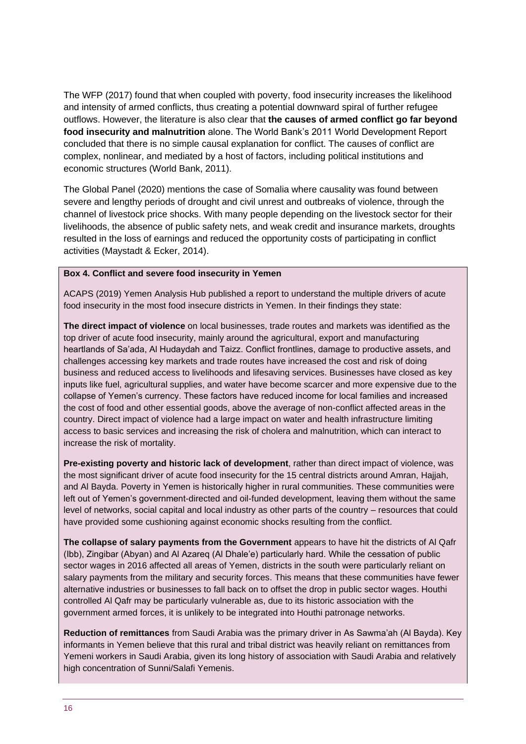The WFP (2017) found that when coupled with poverty, food insecurity increases the likelihood and intensity of armed conflicts, thus creating a potential downward spiral of further refugee outflows. However, the literature is also clear that **the causes of armed conflict go far beyond food insecurity and malnutrition** alone. The World Bank's 2011 World Development Report concluded that there is no simple causal explanation for conflict. The causes of conflict are complex, nonlinear, and mediated by a host of factors, including political institutions and economic structures (World Bank, 2011).

The Global Panel (2020) mentions the case of Somalia where causality was found between severe and lengthy periods of drought and civil unrest and outbreaks of violence, through the channel of livestock price shocks. With many people depending on the livestock sector for their livelihoods, the absence of public safety nets, and weak credit and insurance markets, droughts resulted in the loss of earnings and reduced the opportunity costs of participating in conflict activities (Maystadt & Ecker, 2014).

**Box 4. Conflict and severe food insecurity in Yemen**

ACAPS (2019) Yemen Analysis Hub published a report to understand the multiple drivers of acute food insecurity in the most food insecure districts in Yemen. In their findings they state:

**The direct impact of violence** on local businesses, trade routes and markets was identified as the top driver of acute food insecurity, mainly around the agricultural, export and manufacturing heartlands of Sa'ada, Al Hudaydah and Taizz. Conflict frontlines, damage to productive assets, and challenges accessing key markets and trade routes have increased the cost and risk of doing business and reduced access to livelihoods and lifesaving services. Businesses have closed as key inputs like fuel, agricultural supplies, and water have become scarcer and more expensive due to the collapse of Yemen's currency. These factors have reduced income for local families and increased the cost of food and other essential goods, above the average of non-conflict affected areas in the country. Direct impact of violence had a large impact on water and health infrastructure limiting access to basic services and increasing the risk of cholera and malnutrition, which can interact to increase the risk of mortality.

**Pre-existing poverty and historic lack of development**, rather than direct impact of violence, was the most significant driver of acute food insecurity for the 15 central districts around Amran, Hajjah, and Al Bayda. Poverty in Yemen is historically higher in rural communities. These communities were left out of Yemen's government-directed and oil-funded development, leaving them without the same level of networks, social capital and local industry as other parts of the country – resources that could have provided some cushioning against economic shocks resulting from the conflict.

**The collapse of salary payments from the Government** appears to have hit the districts of Al Qafr (Ibb), Zingibar (Abyan) and Al Azareq (Al Dhale'e) particularly hard. While the cessation of public sector wages in 2016 affected all areas of Yemen, districts in the south were particularly reliant on salary payments from the military and security forces. This means that these communities have fewer alternative industries or businesses to fall back on to offset the drop in public sector wages. Houthi controlled Al Qafr may be particularly vulnerable as, due to its historic association with the government armed forces, it is unlikely to be integrated into Houthi patronage networks.

**Reduction of remittances** from Saudi Arabia was the primary driver in As Sawma'ah (Al Bayda). Key informants in Yemen believe that this rural and tribal district was heavily reliant on remittances from Yemeni workers in Saudi Arabia, given its long history of association with Saudi Arabia and relatively high concentration of Sunni/Salafi Yemenis.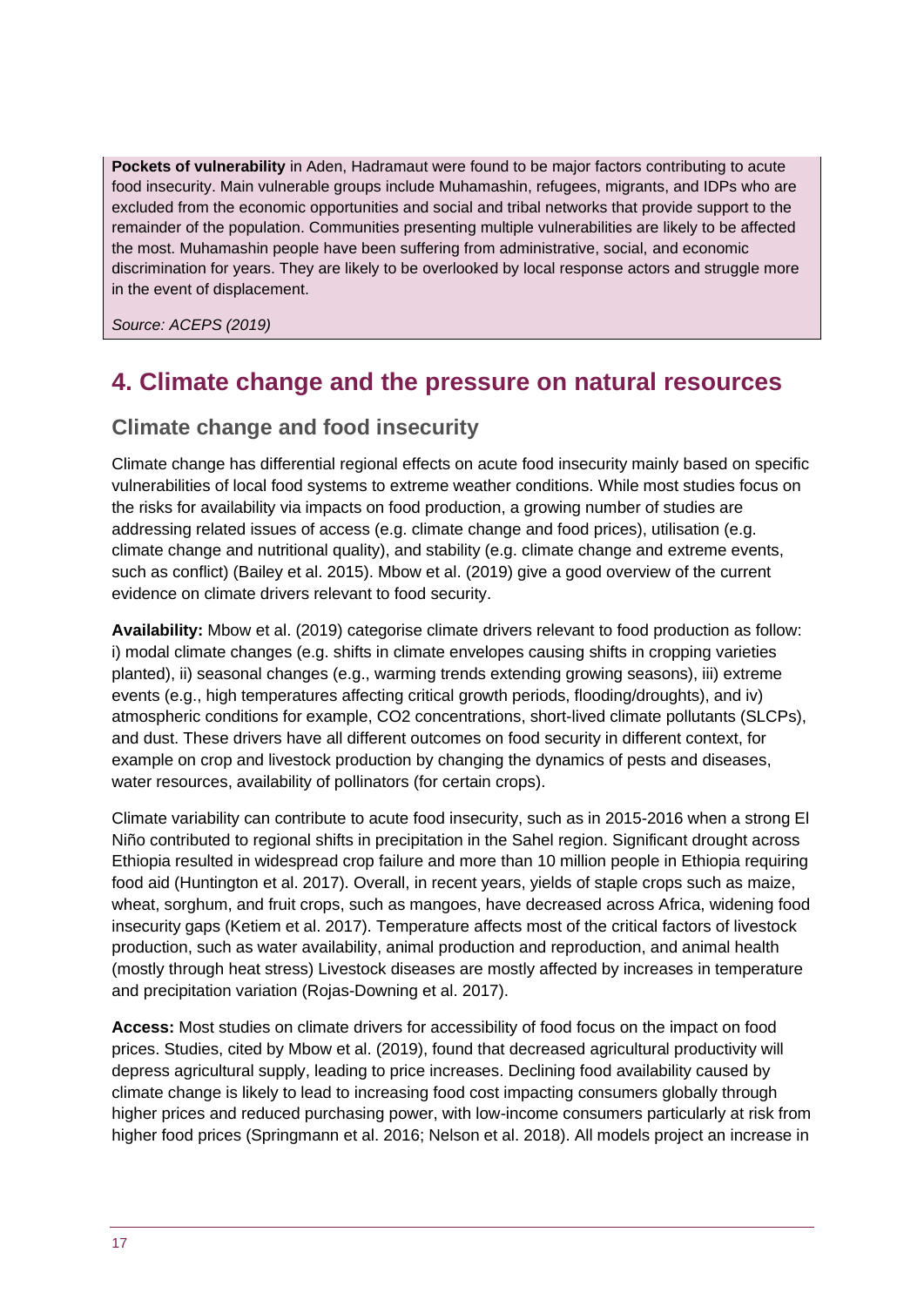**Pockets of vulnerability** in Aden, Hadramaut were found to be major factors contributing to acute food insecurity. Main vulnerable groups include Muhamashin, refugees, migrants, and IDPs who are excluded from the economic opportunities and social and tribal networks that provide support to the remainder of the population. Communities presenting multiple vulnerabilities are likely to be affected the most. Muhamashin people have been suffering from administrative, social, and economic discrimination for years. They are likely to be overlooked by local response actors and struggle more in the event of displacement.

*Source: ACEPS (2019)*

# 4. Climate change and the pressure on natural resources

## Climate change and food insecurity

Climate change has differential regional effects on acute food insecurity mainly based on specific vulnerabilities of local food systems to extreme weather conditions. While most studies focus on the risks for availability via impacts on food production, a growing number of studies are addressing related issues of access (e.g. climate change and food prices), utilisation (e.g. climate change and nutritional quality), and stability (e.g. climate change and extreme events, such as conflict) (Bailey et al. 2015). Mbow et al. (2019) give a good overview of the current evidence on climate drivers relevant to food security.

**Availability:** Mbow et al. (2019) categorise climate drivers relevant to food production as follow: i) modal climate changes (e.g. shifts in climate envelopes causing shifts in cropping varieties planted), ii) seasonal changes (e.g., warming trends extending growing seasons), iii) extreme events (e.g., high temperatures affecting critical growth periods, flooding/droughts), and iv) atmospheric conditions for example, $CO_2$ concentrations, short-lived climate pollutants (SLCPs), and dust. These drivers have all different outcomes on food security in different context, for example on crop and livestock production by changing the dynamics of pests and diseases, water resources, availability of pollinators (for certain crops).

Climate variability can contribute to acute food insecurity, such as in 2015-2016 when a strong El Niño contributed to regional shifts in precipitation in the Sahel region. Significant drought across Ethiopia resulted in widespread crop failure and more than 10 million people in Ethiopia requiring food aid (Huntington et al. 2017). Overall, in recent years, yields of staple crops such as maize, wheat, sorghum, and fruit crops, such as mangoes, have decreased across Africa, widening food insecurity gaps (Ketiem et al. 2017). Temperature affects most of the critical factors of livestock production, such as water availability, animal production and reproduction, and animal health (mostly through heat stress) Livestock diseases are mostly affected by increases in temperature and precipitation variation (Rojas-Downing et al. 2017).

**Access:** Most studies on climate drivers for accessibility of food focus on the impact on food prices. Studies, cited by Mbow et al. (2019), found that decreased agricultural productivity will depress agricultural supply, leading to price increases. Declining food availability caused by climate change is likely to lead to increasing food cost impacting consumers globally through higher prices and reduced purchasing power, with low-income consumers particularly at risk from higher food prices (Springmann et al. 2016; Nelson et al. 2018). All models project an increase in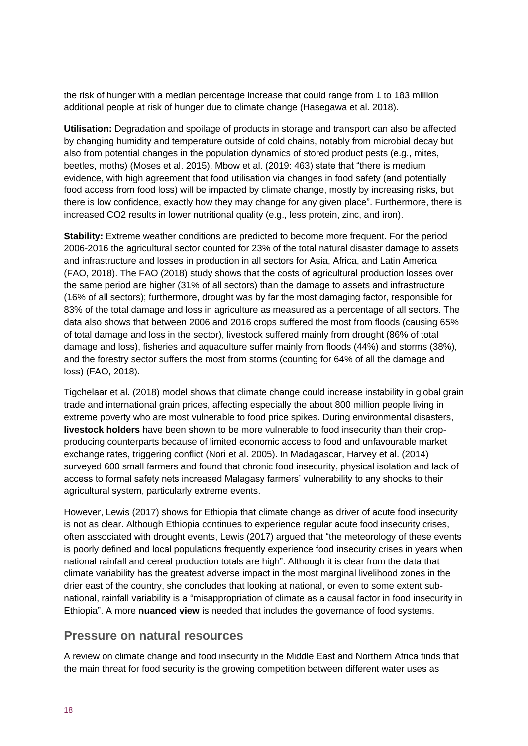the risk of hunger with a median percentage increase that could range from 1 to 183 million additional people at risk of hunger due to climate change (Hasegawa et al. 2018).

**Utilisation:** Degradation and spoilage of products in storage and transport can also be affected by changing humidity and temperature outside of cold chains, notably from microbial decay but also from potential changes in the population dynamics of stored product pests (e.g., mites, beetles, moths) (Moses et al. 2015). Mbow et al. (2019: 463) state that "there is medium evidence, with high agreement that food utilisation via changes in food safety (and potentially food access from food loss) will be impacted by climate change, mostly by increasing risks, but there is low confidence, exactly how they may change for any given place". Furthermore, there is increased $CO_2$ results in lower nutritional quality (e.g., less protein, zinc, and iron).

**Stability:** Extreme weather conditions are predicted to become more frequent. For the period 2006-2016 the agricultural sector counted for 23% of the total natural disaster damage to assets and infrastructure and losses in production in all sectors for Asia, Africa, and Latin America (FAO, 2018). The FAO (2018) study shows that the costs of agricultural production losses over the same period are higher (31% of all sectors) than the damage to assets and infrastructure (16% of all sectors); furthermore, drought was by far the most damaging factor, responsible for 83% of the total damage and loss in agriculture as measured as a percentage of all sectors. The data also shows that between 2006 and 2016 crops suffered the most from floods (causing 65% of total damage and loss in the sector), livestock suffered mainly from drought (86% of total damage and loss), fisheries and aquaculture suffer mainly from floods (44%) and storms (38%), and the forestry sector suffers the most from storms (counting for 64% of all the damage and loss) (FAO, 2018).

Tigchelaar et al. (2018) model shows that climate change could increase instability in global grain trade and international grain prices, affecting especially the about 800 million people living in extreme poverty who are most vulnerable to food price spikes. During environmental disasters, **livestock holders** have been shown to be more vulnerable to food insecurity than their crop-producing counterparts because of limited economic access to food and unfavourable market exchange rates, triggering conflict (Nori et al. 2005). In Madagascar, Harvey et al. (2014) surveyed 600 small farmers and found that chronic food insecurity, physical isolation and lack of access to formal safety nets increased Malagasy farmers' vulnerability to any shocks to their agricultural system, particularly extreme events.

However, Lewis (2017) shows for Ethiopia that climate change as driver of acute food insecurity is not as clear. Although Ethiopia continues to experience regular acute food insecurity crises, often associated with drought events, Lewis (2017) argued that "the meteorology of these events is poorly defined and local populations frequently experience food insecurity crises in years when national rainfall and cereal production totals are high". Although it is clear from the data that climate variability has the greatest adverse impact in the most marginal livelihood zones in the drier east of the country, she concludes that looking at national, or even to some extent sub-national, rainfall variability is a "misappropriation of climate as a causal factor in food insecurity in Ethiopia". A more **nuanced view** is needed that includes the governance of food systems.

## Pressure on natural resources

A review on climate change and food insecurity in the Middle East and Northern Africa finds that the main threat for food security is the growing competition between different water uses as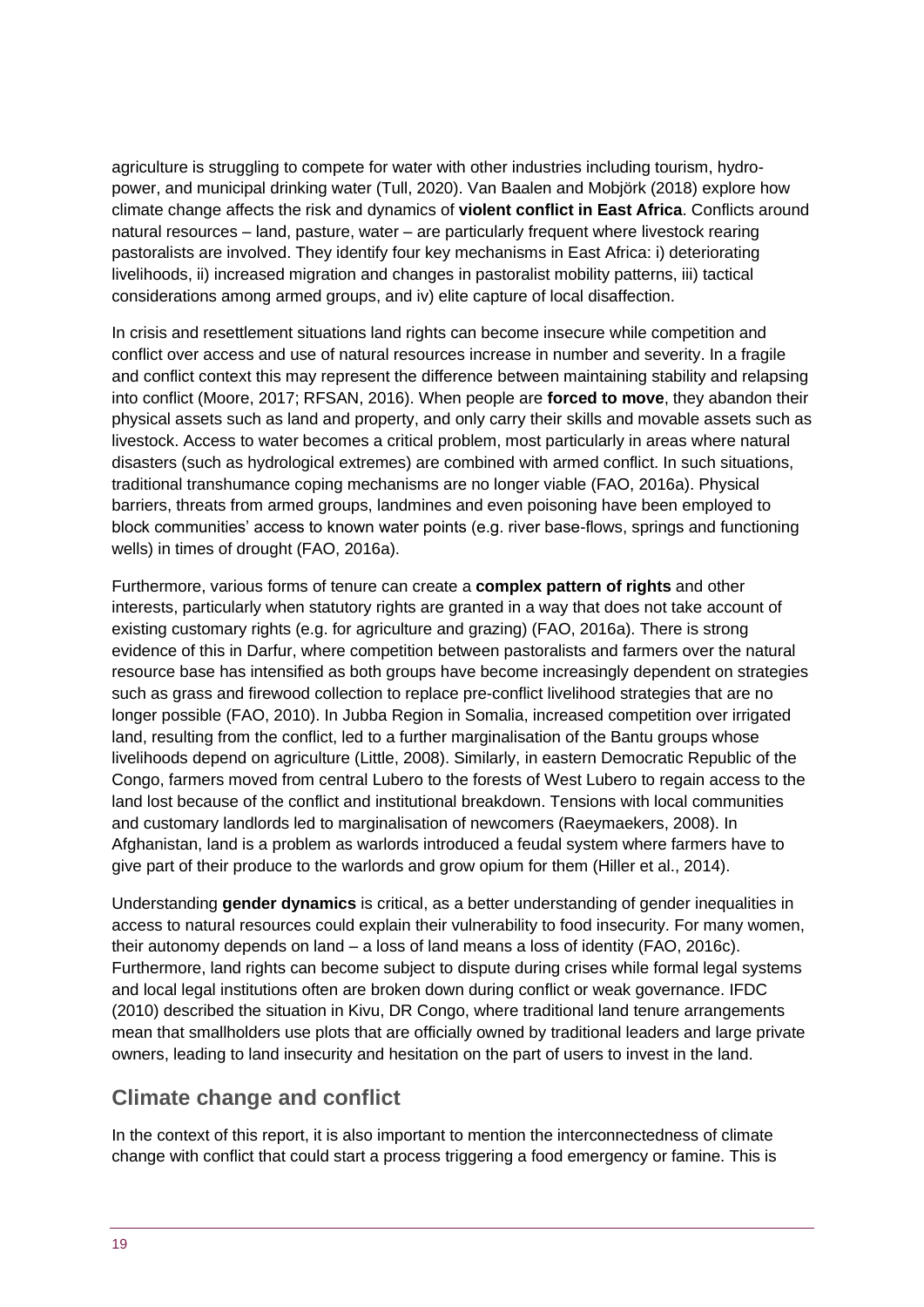agriculture is struggling to compete for water with other industries including tourism, hydro-power, and municipal drinking water (Tull, 2020). Van Baalen and Mobjörk (2018) explore how climate change affects the risk and dynamics of **violent conflict in East Africa**. Conflicts around natural resources – land, pasture, water – are particularly frequent where livestock rearing pastoralists are involved. They identify four key mechanisms in East Africa: i) deteriorating livelihoods, ii) increased migration and changes in pastoralist mobility patterns, iii) tactical considerations among armed groups, and iv) elite capture of local disaffection.

In crisis and resettlement situations land rights can become insecure while competition and conflict over access and use of natural resources increase in number and severity. In a fragile and conflict context this may represent the difference between maintaining stability and relapsing into conflict (Moore, 2017; RFSAN, 2016). When people are **forced to move**, they abandon their physical assets such as land and property, and only carry their skills and movable assets such as livestock. Access to water becomes a critical problem, most particularly in areas where natural disasters (such as hydrological extremes) are combined with armed conflict. In such situations, traditional transhumance coping mechanisms are no longer viable (FAO, 2016a). Physical barriers, threats from armed groups, landmines and even poisoning have been employed to block communities' access to known water points (e.g. river base-flows, springs and functioning wells) in times of drought (FAO, 2016a).

Furthermore, various forms of tenure can create a **complex pattern of rights** and other interests, particularly when statutory rights are granted in a way that does not take account of existing customary rights (e.g. for agriculture and grazing) (FAO, 2016a). There is strong evidence of this in Darfur, where competition between pastoralists and farmers over the natural resource base has intensified as both groups have become increasingly dependent on strategies such as grass and firewood collection to replace pre-conflict livelihood strategies that are no longer possible (FAO, 2010). In Jubba Region in Somalia, increased competition over irrigated land, resulting from the conflict, led to a further marginalisation of the Bantu groups whose livelihoods depend on agriculture (Little, 2008). Similarly, in eastern Democratic Republic of the Congo, farmers moved from central Lubero to the forests of West Lubero to regain access to the land lost because of the conflict and institutional breakdown. Tensions with local communities and customary landlords led to marginalisation of newcomers (Raeymaekers, 2008). In Afghanistan, land is a problem as warlords introduced a feudal system where farmers have to give part of their produce to the warlords and grow opium for them (Hiller et al., 2014).

Understanding **gender dynamics** is critical, as a better understanding of gender inequalities in access to natural resources could explain their vulnerability to food insecurity. For many women, their autonomy depends on land – a loss of land means a loss of identity (FAO, 2016c). Furthermore, land rights can become subject to dispute during crises while formal legal systems and local legal institutions often are broken down during conflict or weak governance. IFDC (2010) described the situation in Kivu, DR Congo, where traditional land tenure arrangements mean that smallholders use plots that are officially owned by traditional leaders and large private owners, leading to land insecurity and hesitation on the part of users to invest in the land.

## Climate change and conflict

In the context of this report, it is also important to mention the interconnectedness of climate change with conflict that could start a process triggering a food emergency or famine. This is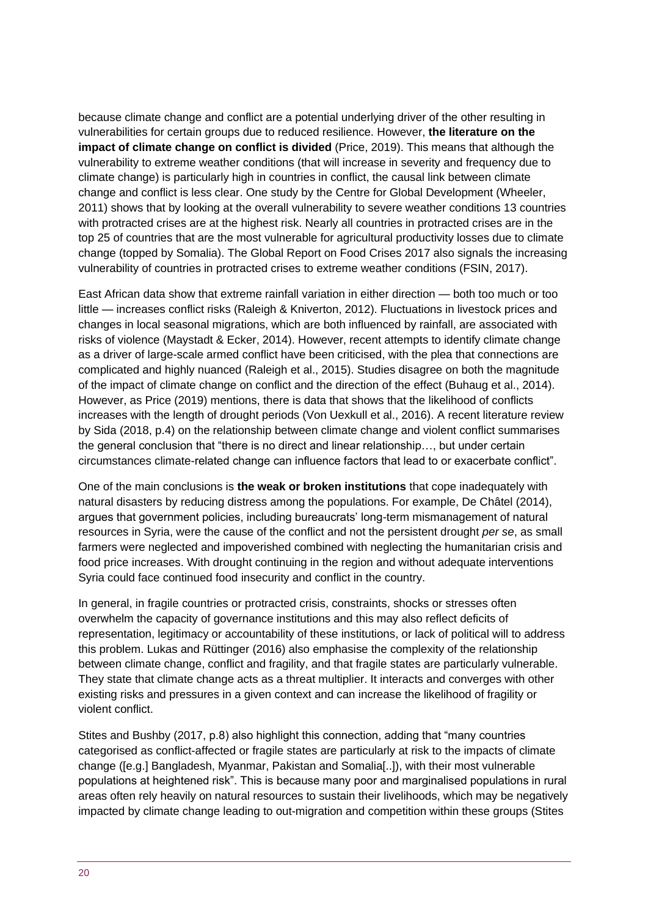because climate change and conflict are a potential underlying driver of the other resulting in vulnerabilities for certain groups due to reduced resilience. However, **the literature on the impact of climate change on conflict is divided** (Price, 2019). This means that although the vulnerability to extreme weather conditions (that will increase in severity and frequency due to climate change) is particularly high in countries in conflict, the causal link between climate change and conflict is less clear. One study by the Centre for Global Development (Wheeler, 2011) shows that by looking at the overall vulnerability to severe weather conditions 13 countries with protracted crises are at the highest risk. Nearly all countries in protracted crises are in the top 25 of countries that are the most vulnerable for agricultural productivity losses due to climate change (topped by Somalia). The Global Report on Food Crises 2017 also signals the increasing vulnerability of countries in protracted crises to extreme weather conditions (FSIN, 2017).

East African data show that extreme rainfall variation in either direction — both too much or too little — increases conflict risks (Raleigh & Kniverton, 2012). Fluctuations in livestock prices and changes in local seasonal migrations, which are both influenced by rainfall, are associated with risks of violence (Maystadt & Ecker, 2014). However, recent attempts to identify climate change as a driver of large-scale armed conflict have been criticised, with the plea that connections are complicated and highly nuanced (Raleigh et al., 2015). Studies disagree on both the magnitude of the impact of climate change on conflict and the direction of the effect (Buhaug et al., 2014). However, as Price (2019) mentions, there is data that shows that the likelihood of conflicts increases with the length of drought periods (Von Uexkull et al., 2016). A recent literature review by Sida (2018, p.4) on the relationship between climate change and violent conflict summarises the general conclusion that "there is no direct and linear relationship…, but under certain circumstances climate-related change can influence factors that lead to or exacerbate conflict".

One of the main conclusions is **the weak or broken institutions** that cope inadequately with natural disasters by reducing distress among the populations. For example, De Châtel (2014), argues that government policies, including bureaucrats' long-term mismanagement of natural resources in Syria, were the cause of the conflict and not the persistent drought *per se*, as small farmers were neglected and impoverished combined with neglecting the humanitarian crisis and food price increases. With drought continuing in the region and without adequate interventions Syria could face continued food insecurity and conflict in the country.

In general, in fragile countries or protracted crisis, constraints, shocks or stresses often overwhelm the capacity of governance institutions and this may also reflect deficits of representation, legitimacy or accountability of these institutions, or lack of political will to address this problem. Lukas and Rüttinger (2016) also emphasise the complexity of the relationship between climate change, conflict and fragility, and that fragile states are particularly vulnerable. They state that climate change acts as a threat multiplier. It interacts and converges with other existing risks and pressures in a given context and can increase the likelihood of fragility or violent conflict.

Stites and Bushby (2017, p.8) also highlight this connection, adding that "many countries categorised as conflict-affected or fragile states are particularly at risk to the impacts of climate change ([e.g.] Bangladesh, Myanmar, Pakistan and Somalia[..]), with their most vulnerable populations at heightened risk". This is because many poor and marginalised populations in rural areas often rely heavily on natural resources to sustain their livelihoods, which may be negatively impacted by climate change leading to out-migration and competition within these groups (Stites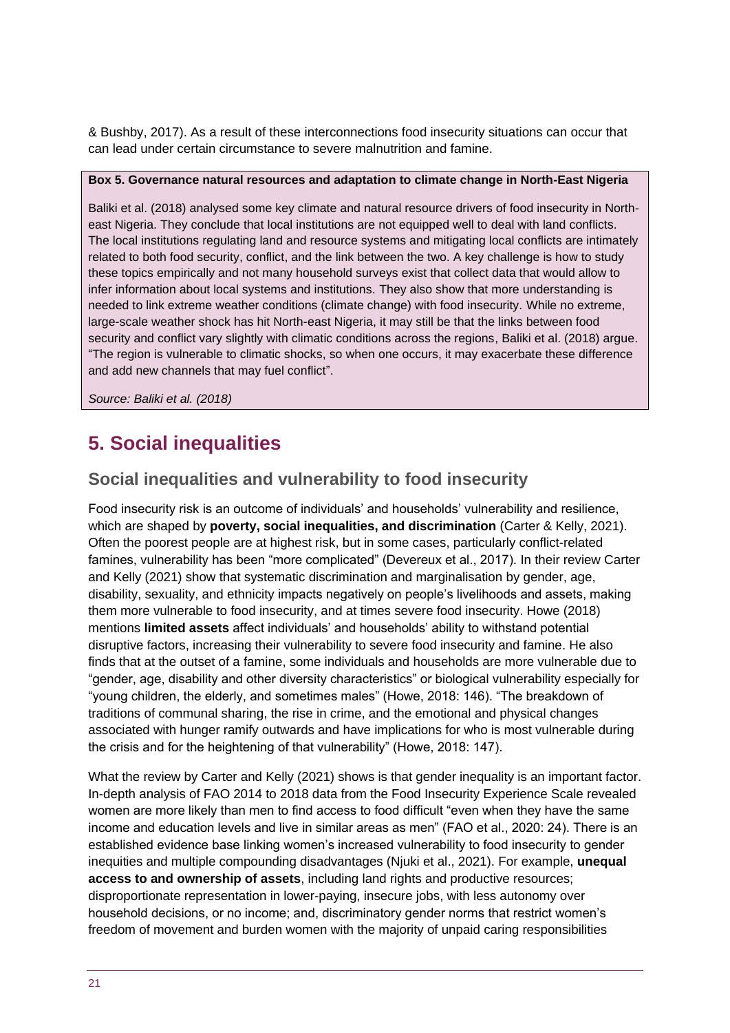& Bushby, 2017). As a result of these interconnections food insecurity situations can occur that can lead under certain circumstance to severe malnutrition and famine.

**Box 5. Governance natural resources and adaptation to climate change in North-East Nigeria**

Baliki et al. (2018) analysed some key climate and natural resource drivers of food insecurity in North-east Nigeria. They conclude that local institutions are not equipped well to deal with land conflicts. The local institutions regulating land and resource systems and mitigating local conflicts are intimately related to both food security, conflict, and the link between the two. A key challenge is how to study these topics empirically and not many household surveys exist that collect data that would allow to infer information about local systems and institutions. They also show that more understanding is needed to link extreme weather conditions (climate change) with food insecurity. While no extreme, large-scale weather shock has hit North-east Nigeria, it may still be that the links between food security and conflict vary slightly with climatic conditions across the regions, Baliki et al. (2018) argue. "The region is vulnerable to climatic shocks, so when one occurs, it may exacerbate these difference and add new channels that may fuel conflict".

*Source: Baliki et al. (2018)*

# 5. Social inequalities

## Social inequalities and vulnerability to food insecurity

Food insecurity risk is an outcome of individuals' and households' vulnerability and resilience, which are shaped by **poverty, social inequalities, and discrimination** (Carter & Kelly, 2021). Often the poorest people are at highest risk, but in some cases, particularly conflict-related famines, vulnerability has been "more complicated" (Devereux et al., 2017). In their review Carter and Kelly (2021) show that systematic discrimination and marginalisation by gender, age, disability, sexuality, and ethnicity impacts negatively on people's livelihoods and assets, making them more vulnerable to food insecurity, and at times severe food insecurity. Howe (2018) mentions **limited assets** affect individuals' and households' ability to withstand potential disruptive factors, increasing their vulnerability to severe food insecurity and famine. He also finds that at the outset of a famine, some individuals and households are more vulnerable due to "gender, age, disability and other diversity characteristics" or biological vulnerability especially for "young children, the elderly, and sometimes males" (Howe, 2018: 146). "The breakdown of traditions of communal sharing, the rise in crime, and the emotional and physical changes associated with hunger ramify outwards and have implications for who is most vulnerable during the crisis and for the heightening of that vulnerability" (Howe, 2018: 147).

What the review by Carter and Kelly (2021) shows is that gender inequality is an important factor. In-depth analysis of FAO 2014 to 2018 data from the Food Insecurity Experience Scale revealed women are more likely than men to find access to food difficult "even when they have the same income and education levels and live in similar areas as men" (FAO et al., 2020: 24). There is an established evidence base linking women's increased vulnerability to food insecurity to gender inequities and multiple compounding disadvantages (Njuki et al., 2021). For example, **unequal access to and ownership of assets**, including land rights and productive resources; disproportionate representation in lower-paying, insecure jobs, with less autonomy over household decisions, or no income; and, discriminatory gender norms that restrict women's freedom of movement and burden women with the majority of unpaid caring responsibilities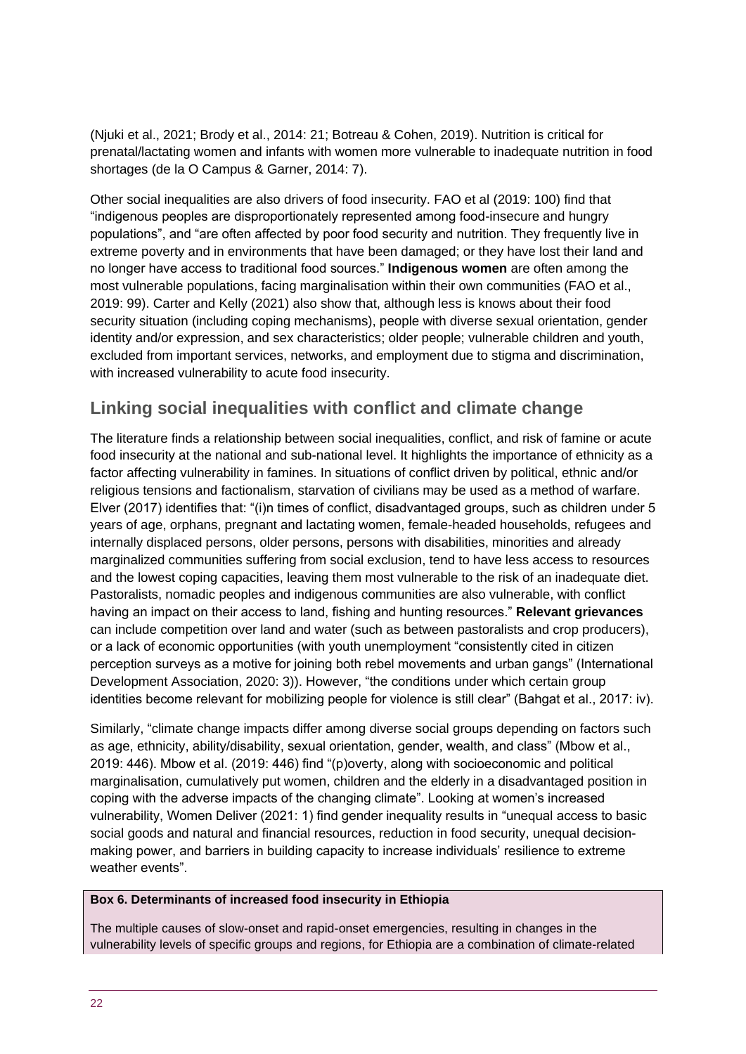(Njuki et al., 2021; Brody et al., 2014: 21; Botreau & Cohen, 2019). Nutrition is critical for prenatal/lactating women and infants with women more vulnerable to inadequate nutrition in food shortages (de la O Campus & Garner, 2014: 7).

Other social inequalities are also drivers of food insecurity. FAO et al (2019: 100) find that "indigenous peoples are disproportionately represented among food-insecure and hungry populations", and "are often affected by poor food security and nutrition. They frequently live in extreme poverty and in environments that have been damaged; or they have lost their land and no longer have access to traditional food sources." **Indigenous women** are often among the most vulnerable populations, facing marginalisation within their own communities (FAO et al., 2019: 99). Carter and Kelly (2021) also show that, although less is knows about their food security situation (including coping mechanisms), people with diverse sexual orientation, gender identity and/or expression, and sex characteristics; older people; vulnerable children and youth, excluded from important services, networks, and employment due to stigma and discrimination, with increased vulnerability to acute food insecurity.

## Linking social inequalities with conflict and climate change

The literature finds a relationship between social inequalities, conflict, and risk of famine or acute food insecurity at the national and sub-national level. It highlights the importance of ethnicity as a factor affecting vulnerability in famines. In situations of conflict driven by political, ethnic and/or religious tensions and factionalism, starvation of civilians may be used as a method of warfare. Elver (2017) identifies that: "(i)n times of conflict, disadvantaged groups, such as children under 5 years of age, orphans, pregnant and lactating women, female-headed households, refugees and internally displaced persons, older persons, persons with disabilities, minorities and already marginalized communities suffering from social exclusion, tend to have less access to resources and the lowest coping capacities, leaving them most vulnerable to the risk of an inadequate diet. Pastoralists, nomadic peoples and indigenous communities are also vulnerable, with conflict having an impact on their access to land, fishing and hunting resources." **Relevant grievances** can include competition over land and water (such as between pastoralists and crop producers), or a lack of economic opportunities (with youth unemployment "consistently cited in citizen perception surveys as a motive for joining both rebel movements and urban gangs" (International Development Association, 2020: 3)). However, "the conditions under which certain group identities become relevant for mobilizing people for violence is still clear" (Bahgat et al., 2017: iv).

Similarly, "climate change impacts differ among diverse social groups depending on factors such as age, ethnicity, ability/disability, sexual orientation, gender, wealth, and class" (Mbow et al., 2019: 446). Mbow et al. (2019: 446) find "(p)overty, along with socioeconomic and political marginalisation, cumulatively put women, children and the elderly in a disadvantaged position in coping with the adverse impacts of the changing climate". Looking at women's increased vulnerability, Women Deliver (2021: 1) find gender inequality results in "unequal access to basic social goods and natural and financial resources, reduction in food security, unequal decision-making power, and barriers in building capacity to increase individuals' resilience to extreme weather events".

**Box 6. Determinants of increased food insecurity in Ethiopia**

The multiple causes of slow-onset and rapid-onset emergencies, resulting in changes in the vulnerability levels of specific groups and regions, for Ethiopia are a combination of climate-related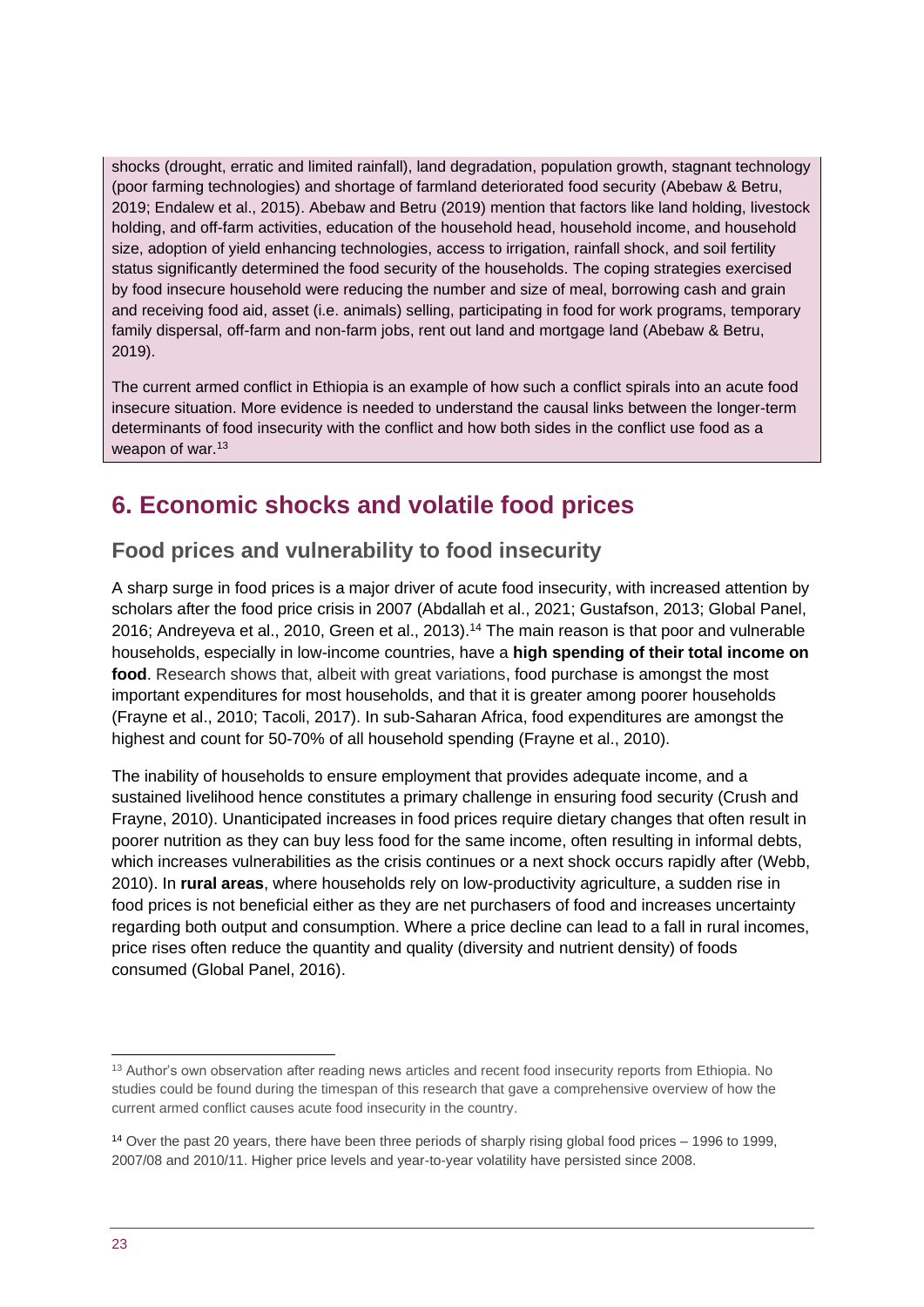shocks (drought, erratic and limited rainfall), land degradation, population growth, stagnant technology (poor farming technologies) and shortage of farmland deteriorated food security (Abebaw & Betru, 2019; Endalew et al., 2015). Abebaw and Betru (2019) mention that factors like land holding, livestock holding, and off-farm activities, education of the household head, household income, and household size, adoption of yield enhancing technologies, access to irrigation, rainfall shock, and soil fertility status significantly determined the food security of the households. The coping strategies exercised by food insecure household were reducing the number and size of meal, borrowing cash and grain and receiving food aid, asset (i.e. animals) selling, participating in food for work programs, temporary family dispersal, off-farm and non-farm jobs, rent out land and mortgage land (Abebaw & Betru, 2019).

The current armed conflict in Ethiopia is an example of how such a conflict spirals into an acute food insecure situation. More evidence is needed to understand the causal links between the longer-term determinants of food insecurity with the conflict and how both sides in the conflict use food as a weapon of war.[13]

# 6. Economic shocks and volatile food prices

## Food prices and vulnerability to food insecurity

A sharp surge in food prices is a major driver of acute food insecurity, with increased attention by scholars after the food price crisis in 2007 (Abdallah et al., 2021; Gustafson, 2013; Global Panel, 2016; Andreyeva et al., 2010, Green et al., 2013).[14] The main reason is that poor and vulnerable households, especially in low-income countries, have a **high spending of their total income on food**. Research shows that, albeit with great variations, food purchase is amongst the most important expenditures for most households, and that it is greater among poorer households (Frayne et al., 2010; Tacoli, 2017). In sub-Saharan Africa, food expenditures are amongst the highest and count for 50-70% of all household spending (Frayne et al., 2010).

The inability of households to ensure employment that provides adequate income, and a sustained livelihood hence constitutes a primary challenge in ensuring food security (Crush and Frayne, 2010). Unanticipated increases in food prices require dietary changes that often result in poorer nutrition as they can buy less food for the same income, often resulting in informal debts, which increases vulnerabilities as the crisis continues or a next shock occurs rapidly after (Webb, 2010). In **rural areas**, where households rely on low-productivity agriculture, a sudden rise in food prices is not beneficial either as they are net purchasers of food and increases uncertainty regarding both output and consumption. Where a price decline can lead to a fall in rural incomes, price rises often reduce the quantity and quality (diversity and nutrient density) of foods consumed (Global Panel, 2016).

[13] Author's own observation after reading news articles and recent food insecurity reports from Ethiopia. No studies could be found during the timespan of this research that gave a comprehensive overview of how the current armed conflict causes acute food insecurity in the country.

[14] Over the past 20 years, there have been three periods of sharply rising global food prices – 1996 to 1999, 2007/08 and 2010/11. Higher price levels and year-to-year volatility have persisted since 2008.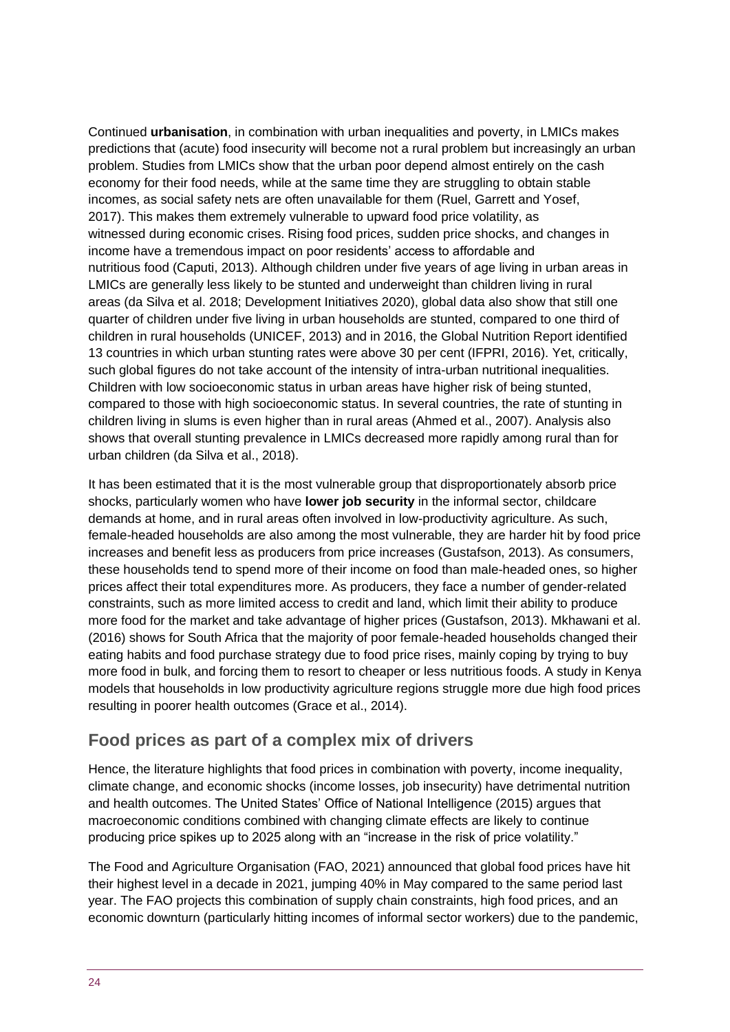Continued **urbanisation**, in combination with urban inequalities and poverty, in LMICs makes predictions that (acute) food insecurity will become not a rural problem but increasingly an urban problem. Studies from LMICs show that the urban poor depend almost entirely on the cash economy for their food needs, while at the same time they are struggling to obtain stable incomes, as social safety nets are often unavailable for them (Ruel, Garrett and Yosef, 2017). This makes them extremely vulnerable to upward food price volatility, as witnessed during economic crises. Rising food prices, sudden price shocks, and changes in income have a tremendous impact on poor residents' access to affordable and nutritious food (Caputi, 2013). Although children under five years of age living in urban areas in LMICs are generally less likely to be stunted and underweight than children living in rural areas (da Silva et al. 2018; Development Initiatives 2020), global data also show that still one quarter of children under five living in urban households are stunted, compared to one third of children in rural households (UNICEF, 2013) and in 2016, the Global Nutrition Report identified 13 countries in which urban stunting rates were above 30 per cent (IFPRI, 2016). Yet, critically, such global figures do not take account of the intensity of intra-urban nutritional inequalities. Children with low socioeconomic status in urban areas have higher risk of being stunted, compared to those with high socioeconomic status. In several countries, the rate of stunting in children living in slums is even higher than in rural areas (Ahmed et al., 2007). Analysis also shows that overall stunting prevalence in LMICs decreased more rapidly among rural than for urban children (da Silva et al., 2018).

It has been estimated that it is the most vulnerable group that disproportionately absorb price shocks, particularly women who have **lower job security** in the informal sector, childcare demands at home, and in rural areas often involved in low-productivity agriculture. As such, female-headed households are also among the most vulnerable, they are harder hit by food price increases and benefit less as producers from price increases (Gustafson, 2013). As consumers, these households tend to spend more of their income on food than male-headed ones, so higher prices affect their total expenditures more. As producers, they face a number of gender-related constraints, such as more limited access to credit and land, which limit their ability to produce more food for the market and take advantage of higher prices (Gustafson, 2013). Mkhawani et al. (2016) shows for South Africa that the majority of poor female-headed households changed their eating habits and food purchase strategy due to food price rises, mainly coping by trying to buy more food in bulk, and forcing them to resort to cheaper or less nutritious foods. A study in Kenya models that households in low productivity agriculture regions struggle more due high food prices resulting in poorer health outcomes (Grace et al., 2014).

## Food prices as part of a complex mix of drivers

Hence, the literature highlights that food prices in combination with poverty, income inequality, climate change, and economic shocks (income losses, job insecurity) have detrimental nutrition and health outcomes. The United States' Office of National Intelligence (2015) argues that macroeconomic conditions combined with changing climate effects are likely to continue producing price spikes up to 2025 along with an "increase in the risk of price volatility."

The Food and Agriculture Organisation (FAO, 2021) announced that global food prices have hit their highest level in a decade in 2021, jumping 40% in May compared to the same period last year. The FAO projects this combination of supply chain constraints, high food prices, and an economic downturn (particularly hitting incomes of informal sector workers) due to the pandemic,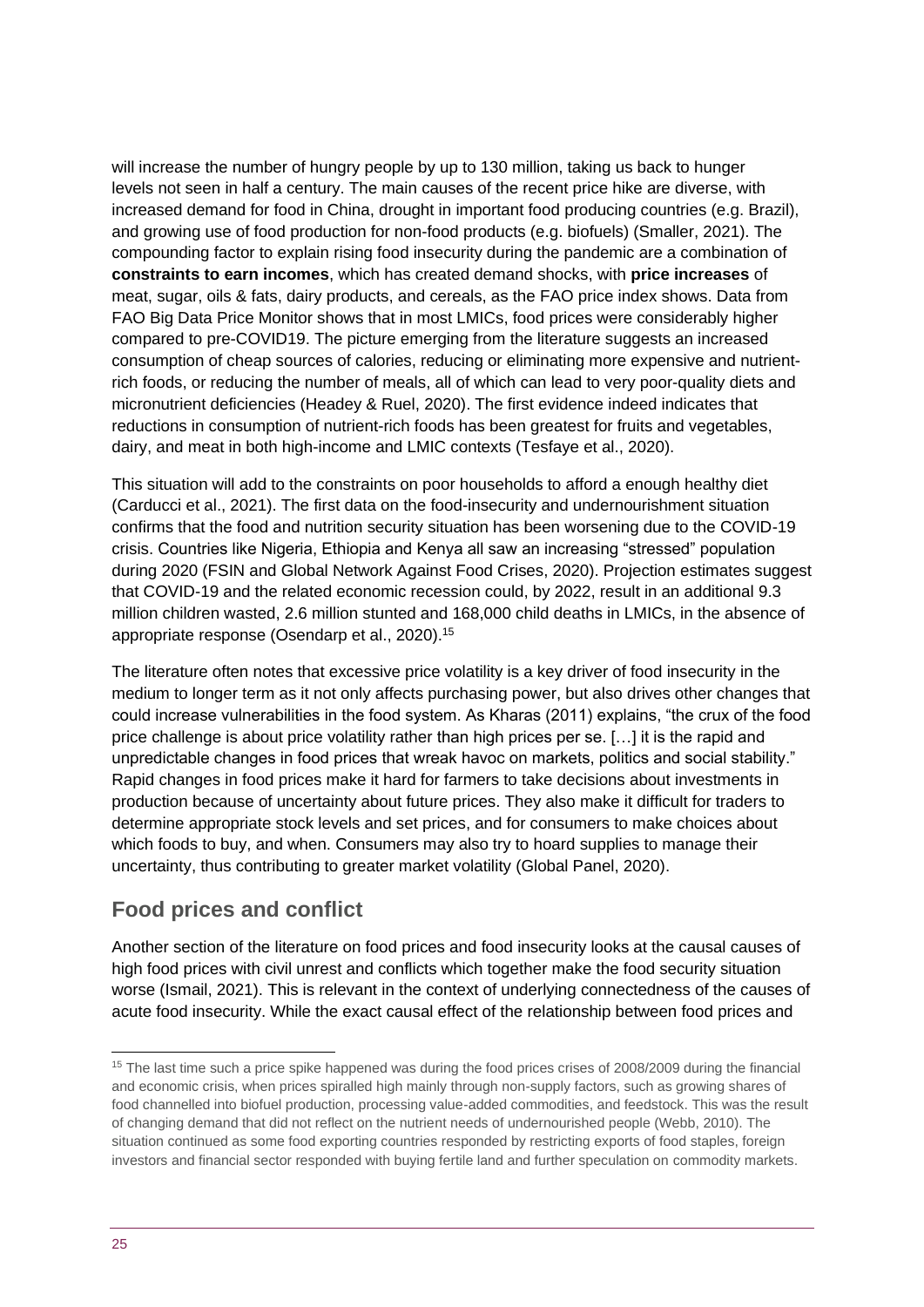will increase the number of hungry people by up to 130 million, taking us back to hunger levels not seen in half a century. The main causes of the recent price hike are diverse, with increased demand for food in China, drought in important food producing countries (e.g. Brazil), and growing use of food production for non-food products (e.g. biofuels) (Smaller, 2021). The compounding factor to explain rising food insecurity during the pandemic are a combination of **constraints to earn incomes**, which has created demand shocks, with **price increases** of meat, sugar, oils & fats, dairy products, and cereals, as the FAO price index shows. Data from FAO Big Data Price Monitor shows that in most LMICs, food prices were considerably higher compared to pre-COVID19. The picture emerging from the literature suggests an increased consumption of cheap sources of calories, reducing or eliminating more expensive and nutrient-rich foods, or reducing the number of meals, all of which can lead to very poor-quality diets and micronutrient deficiencies (Headey & Ruel, 2020). The first evidence indeed indicates that reductions in consumption of nutrient-rich foods has been greatest for fruits and vegetables, dairy, and meat in both high-income and LMIC contexts (Tesfaye et al., 2020).

This situation will add to the constraints on poor households to afford a enough healthy diet (Carducci et al., 2021). The first data on the food-insecurity and undernourishment situation confirms that the food and nutrition security situation has been worsening due to the COVID-19 crisis. Countries like Nigeria, Ethiopia and Kenya all saw an increasing "stressed" population during 2020 (FSIN and Global Network Against Food Crises, 2020). Projection estimates suggest that COVID-19 and the related economic recession could, by 2022, result in an additional 9.3 million children wasted, 2.6 million stunted and 168,000 child deaths in LMICs, in the absence of appropriate response (Osendarp et al., 2020).[15]

The literature often notes that excessive price volatility is a key driver of food insecurity in the medium to longer term as it not only affects purchasing power, but also drives other changes that could increase vulnerabilities in the food system. As Kharas (2011) explains, "the crux of the food price challenge is about price volatility rather than high prices per se. […] it is the rapid and unpredictable changes in food prices that wreak havoc on markets, politics and social stability." Rapid changes in food prices make it hard for farmers to take decisions about investments in production because of uncertainty about future prices. They also make it difficult for traders to determine appropriate stock levels and set prices, and for consumers to make choices about which foods to buy, and when. Consumers may also try to hoard supplies to manage their uncertainty, thus contributing to greater market volatility (Global Panel, 2020).

## Food prices and conflict

Another section of the literature on food prices and food insecurity looks at the causal causes of high food prices with civil unrest and conflicts which together make the food security situation worse (Ismail, 2021). This is relevant in the context of underlying connectedness of the causes of acute food insecurity. While the exact causal effect of the relationship between food prices and

[15] The last time such a price spike happened was during the food prices crises of 2008/2009 during the financial and economic crisis, when prices spiralled high mainly through non-supply factors, such as growing shares of food channelled into biofuel production, processing value-added commodities, and feedstock. This was the result of changing demand that did not reflect on the nutrient needs of undernourished people (Webb, 2010). The situation continued as some food exporting countries responded by restricting exports of food staples, foreign investors and financial sector responded with buying fertile land and further speculation on commodity markets.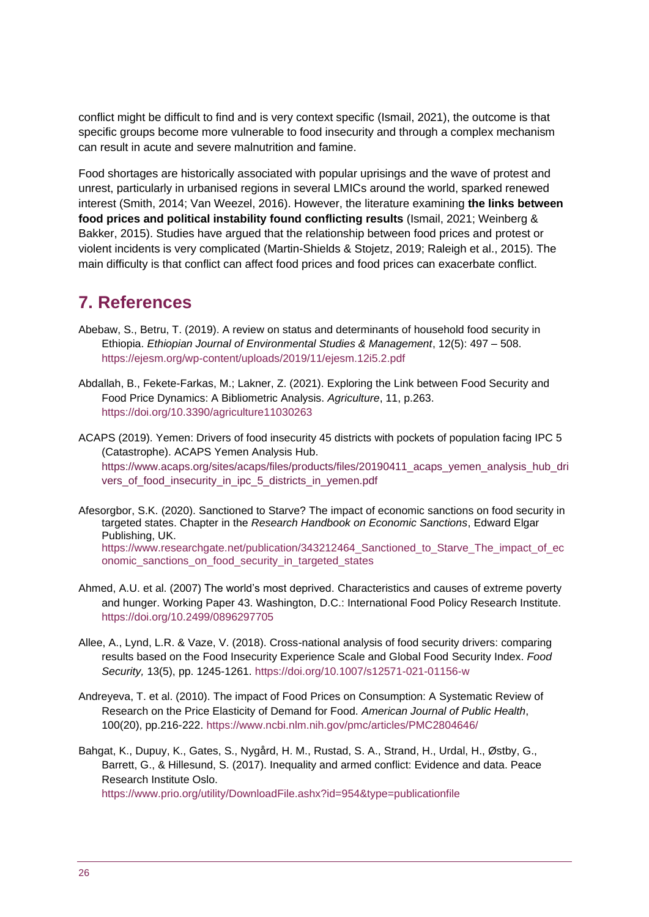conflict might be difficult to find and is very context specific (Ismail, 2021), the outcome is that specific groups become more vulnerable to food insecurity and through a complex mechanism can result in acute and severe malnutrition and famine.

Food shortages are historically associated with popular uprisings and the wave of protest and unrest, particularly in urbanised regions in several LMICs around the world, sparked renewed interest (Smith, 2014; Van Weezel, 2016). However, the literature examining **the links between food prices and political instability found conflicting results** (Ismail, 2021; Weinberg & Bakker, 2015). Studies have argued that the relationship between food prices and protest or violent incidents is very complicated (Martin-Shields & Stojetz, 2019; Raleigh et al., 2015). The main difficulty is that conflict can affect food prices and food prices can exacerbate conflict.

## 7. References

Abebaw, S., Betru, T. (2019). A review on status and determinants of household food security in Ethiopia. *Ethiopian Journal of Environmental Studies & Management*, 12(5): 497 – 508. https://ejesm.org/wp-content/uploads/2019/11/ejesm.12i5.2.pdf

Abdallah, B., Fekete-Farkas, M.; Lakner, Z. (2021). Exploring the Link between Food Security and Food Price Dynamics: A Bibliometric Analysis. *Agriculture*, 11, p.263. https://doi.org/10.3390/agriculture11030263

ACAPS (2019). Yemen: Drivers of food insecurity 45 districts with pockets of population facing IPC 5 (Catastrophe). ACAPS Yemen Analysis Hub. https://www.acaps.org/sites/acaps/files/products/files/20190411_acaps_yemen_analysis_hub_drivers_of_food_insecurity_in_ipc_5_districts_in_yemen.pdf

Afesorgbor, S.K. (2020). Sanctioned to Starve? The impact of economic sanctions on food security in targeted states. Chapter in the *Research Handbook on Economic Sanctions*, Edward Elgar Publishing, UK. https://www.researchgate.net/publication/343212464_Sanctioned_to_Starve_The_impact_of_economic_sanctions_on_food_security_in_targeted_states

Ahmed, A.U. et al. (2007) The world's most deprived. Characteristics and causes of extreme poverty and hunger. Working Paper 43. Washington, D.C.: International Food Policy Research Institute. https://doi.org/10.2499/0896297705

Allee, A., Lynd, L.R. & Vaze, V. (2018). Cross-national analysis of food security drivers: comparing results based on the Food Insecurity Experience Scale and Global Food Security Index. *Food Security,* 13(5), pp. 1245-1261. https://doi.org/10.1007/s12571-021-01156-w

Andreyeva, T. et al. (2010). The impact of Food Prices on Consumption: A Systematic Review of Research on the Price Elasticity of Demand for Food. *American Journal of Public Health*, 100(20), pp.216-222. https://www.ncbi.nlm.nih.gov/pmc/articles/PMC2804646/

Bahgat, K., Dupuy, K., Gates, S., Nygård, H. M., Rustad, S. A., Strand, H., Urdal, H., Østby, G., Barrett, G., & Hillesund, S. (2017). Inequality and armed conflict: Evidence and data. Peace Research Institute Oslo. https://www.prio.org/utility/DownloadFile.ashx?id=954&type=publicationfile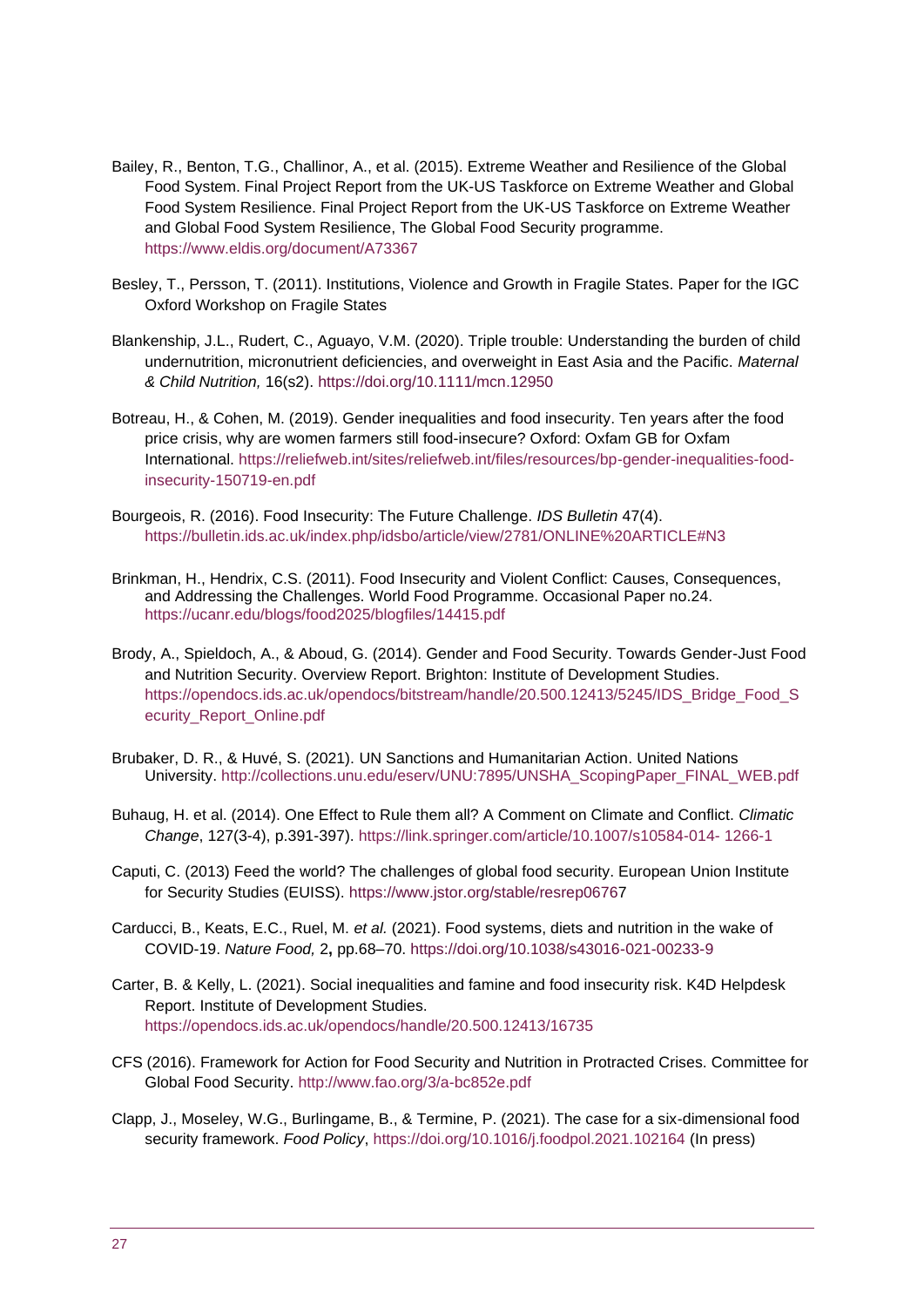Bailey, R., Benton, T.G., Challinor, A., et al. (2015). Extreme Weather and Resilience of the Global Food System. Final Project Report from the UK-US Taskforce on Extreme Weather and Global Food System Resilience. Final Project Report from the UK-US Taskforce on Extreme Weather and Global Food System Resilience, The Global Food Security programme. https://www.eldis.org/document/A73367

Besley, T., Persson, T. (2011). Institutions, Violence and Growth in Fragile States. Paper for the IGC Oxford Workshop on Fragile States

Blankenship, J.L., Rudert, C., Aguayo, V.M. (2020). Triple trouble: Understanding the burden of child undernutrition, micronutrient deficiencies, and overweight in East Asia and the Pacific. *Maternal & Child Nutrition,* 16(s2). https://doi.org/10.1111/mcn.12950

Botreau, H., & Cohen, M. (2019). Gender inequalities and food insecurity. Ten years after the food price crisis, why are women farmers still food-insecure? Oxford: Oxfam GB for Oxfam International. https://reliefweb.int/sites/reliefweb.int/files/resources/bp-gender-inequalities-food-insecurity-150719-en.pdf

Bourgeois, R. (2016). Food Insecurity: The Future Challenge. *IDS Bulletin* 47(4). https://bulletin.ids.ac.uk/index.php/idsbo/article/view/2781/ONLINE%20ARTICLE#N3

Brinkman, H., Hendrix, C.S. (2011). Food Insecurity and Violent Conflict: Causes, Consequences, and Addressing the Challenges. World Food Programme. Occasional Paper no.24. https://ucanr.edu/blogs/food2025/blogfiles/14415.pdf

Brody, A., Spieldoch, A., & Aboud, G. (2014). Gender and Food Security. Towards Gender-Just Food and Nutrition Security. Overview Report. Brighton: Institute of Development Studies. https://opendocs.ids.ac.uk/opendocs/bitstream/handle/20.500.12413/5245/IDS_Bridge_Food_Security_Report_Online.pdf

Brubaker, D. R., & Huvé, S. (2021). UN Sanctions and Humanitarian Action. United Nations University. http://collections.unu.edu/eserv/UNU:7895/UNSHA_ScopingPaper_FINAL_WEB.pdf

Buhaug, H. et al. (2014). One Effect to Rule them all? A Comment on Climate and Conflict. *Climatic Change*, 127(3-4), p.391-397). https://link.springer.com/article/10.1007/s10584-014- 1266-1

Caputi, C. (2013) Feed the world? The challenges of global food security. European Union Institute for Security Studies (EUISS). https://www.jstor.org/stable/resrep06767

Carducci, B., Keats, E.C., Ruel, M. *et al.* (2021). Food systems, diets and nutrition in the wake of COVID-19. *Nature Food,* 2**,** pp.68–70. https://doi.org/10.1038/s43016-021-00233-9

Carter, B. & Kelly, L. (2021). Social inequalities and famine and food insecurity risk. K4D Helpdesk Report. Institute of Development Studies. https://opendocs.ids.ac.uk/opendocs/handle/20.500.12413/16735

CFS (2016). Framework for Action for Food Security and Nutrition in Protracted Crises. Committee for Global Food Security. http://www.fao.org/3/a-bc852e.pdf

Clapp, J., Moseley, W.G., Burlingame, B., & Termine, P. (2021). The case for a six-dimensional food security framework. *Food Policy*, https://doi.org/10.1016/j.foodpol.2021.102164 (In press)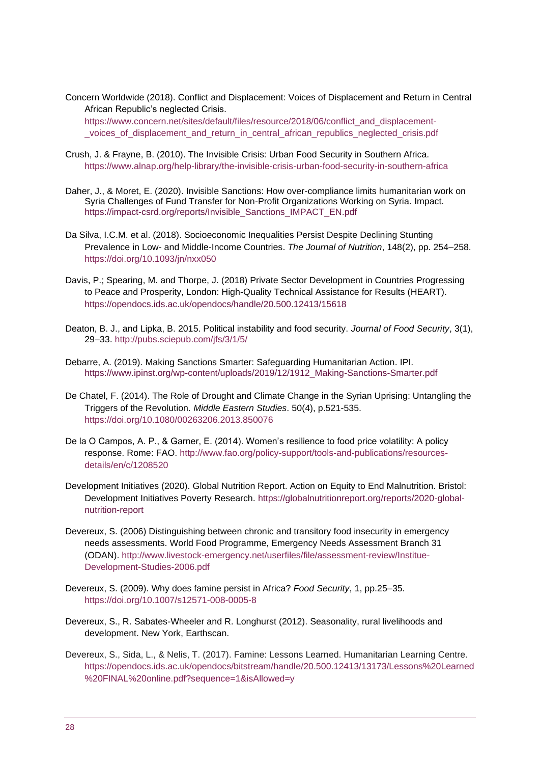Concern Worldwide (2018). Conflict and Displacement: Voices of Displacement and Return in Central African Republic's neglected Crisis. https://www.concern.net/sites/default/files/resource/2018/06/conflict_and_displacement-_voices_of_displacement_and_return_in_central_african_republics_neglected_crisis.pdf

Crush, J. & Frayne, B. (2010). The Invisible Crisis: Urban Food Security in Southern Africa. https://www.alnap.org/help-library/the-invisible-crisis-urban-food-security-in-southern-africa

Daher, J., & Moret, E. (2020). Invisible Sanctions: How over-compliance limits humanitarian work on Syria Challenges of Fund Transfer for Non-Profit Organizations Working on Syria. Impact. https://impact-csrd.org/reports/Invisible_Sanctions_IMPACT_EN.pdf

Da Silva, I.C.M. et al. (2018). Socioeconomic Inequalities Persist Despite Declining Stunting Prevalence in Low- and Middle-Income Countries. *The Journal of Nutrition*, 148(2), pp. 254–258. https://doi.org/10.1093/jn/nxx050

Davis, P.; Spearing, M. and Thorpe, J. (2018) Private Sector Development in Countries Progressing to Peace and Prosperity, London: High-Quality Technical Assistance for Results (HEART). https://opendocs.ids.ac.uk/opendocs/handle/20.500.12413/15618

Deaton, B. J., and Lipka, B. 2015. Political instability and food security. *Journal of Food Security*, 3(1), 29–33. http://pubs.sciepub.com/jfs/3/1/5/

Debarre, A. (2019). Making Sanctions Smarter: Safeguarding Humanitarian Action. IPI. https://www.ipinst.org/wp-content/uploads/2019/12/1912_Making-Sanctions-Smarter.pdf

De Chatel, F. (2014). The Role of Drought and Climate Change in the Syrian Uprising: Untangling the Triggers of the Revolution. *Middle Eastern Studies*. 50(4), p.521-535. https://doi.org/10.1080/00263206.2013.850076

De la O Campos, A. P., & Garner, E. (2014). Women's resilience to food price volatility: A policy response. Rome: FAO. http://www.fao.org/policy-support/tools-and-publications/resources-details/en/c/1208520

Development Initiatives (2020). Global Nutrition Report. Action on Equity to End Malnutrition. Bristol: Development Initiatives Poverty Research. https://globalnutritionreport.org/reports/2020-global-nutrition-report

Devereux, S. (2006) Distinguishing between chronic and transitory food insecurity in emergency needs assessments. World Food Programme, Emergency Needs Assessment Branch 31 (ODAN). http://www.livestock-emergency.net/userfiles/file/assessment-review/Institue-Development-Studies-2006.pdf

Devereux, S. (2009). Why does famine persist in Africa? *Food Security*, 1, pp.25–35. https://doi.org/10.1007/s12571-008-0005-8

Devereux, S., R. Sabates-Wheeler and R. Longhurst (2012). Seasonality, rural livelihoods and development. New York, Earthscan.

Devereux, S., Sida, L., & Nelis, T. (2017). Famine: Lessons Learned. Humanitarian Learning Centre. https://opendocs.ids.ac.uk/opendocs/bitstream/handle/20.500.12413/13173/Lessons%20Learned%20FINAL%20online.pdf?sequence=1&isAllowed=y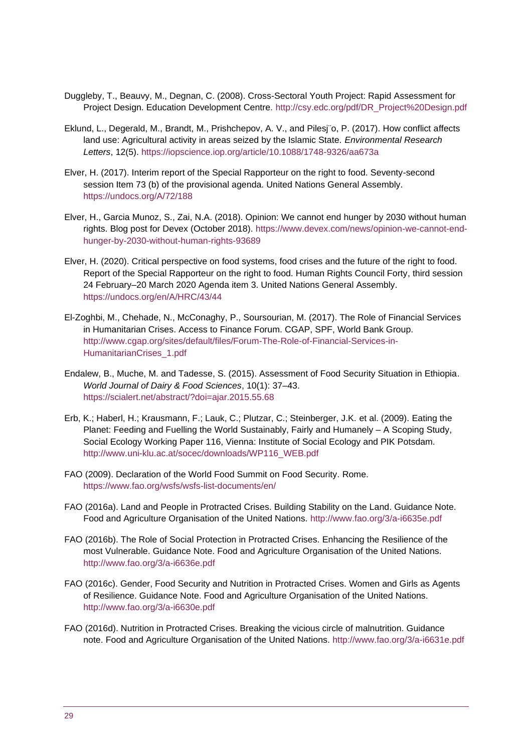Duggleby, T., Beauvy, M., Degnan, C. (2008). Cross-Sectoral Youth Project: Rapid Assessment for Project Design. Education Development Centre. http://csy.edc.org/pdf/DR_Project%20Design.pdf

Eklund, L., Degerald, M., Brandt, M., Prishchepov, A. V., and Pilesj¨o, P. (2017). How conflict affects land use: Agricultural activity in areas seized by the Islamic State. *Environmental Research Letters*, 12(5). https://iopscience.iop.org/article/10.1088/1748-9326/aa673a

Elver, H. (2017). Interim report of the Special Rapporteur on the right to food. Seventy-second session Item 73 (b) of the provisional agenda. United Nations General Assembly. https://undocs.org/A/72/188

Elver, H., Garcia Munoz, S., Zai, N.A. (2018). Opinion: We cannot end hunger by 2030 without human rights. Blog post for Devex (October 2018). https://www.devex.com/news/opinion-we-cannot-end-hunger-by-2030-without-human-rights-93689

Elver, H. (2020). Critical perspective on food systems, food crises and the future of the right to food. Report of the Special Rapporteur on the right to food. Human Rights Council Forty, third session 24 February–20 March 2020 Agenda item 3. United Nations General Assembly. https://undocs.org/en/A/HRC/43/44

El-Zoghbi, M., Chehade, N., McConaghy, P., Soursourian, M. (2017). The Role of Financial Services in Humanitarian Crises. Access to Finance Forum. CGAP, SPF, World Bank Group. http://www.cgap.org/sites/default/files/Forum-The-Role-of-Financial-Services-in-HumanitarianCrises_1.pdf

Endalew, B., Muche, M. and Tadesse, S. (2015). Assessment of Food Security Situation in Ethiopia. *World Journal of Dairy & Food Sciences*, 10(1): 37–43. https://scialert.net/abstract/?doi=ajar.2015.55.68

Erb, K.; Haberl, H.; Krausmann, F.; Lauk, C.; Plutzar, C.; Steinberger, J.K. et al. (2009). Eating the Planet: Feeding and Fuelling the World Sustainably, Fairly and Humanely – A Scoping Study, Social Ecology Working Paper 116, Vienna: Institute of Social Ecology and PIK Potsdam. http://www.uni-klu.ac.at/socec/downloads/WP116_WEB.pdf

FAO (2009). Declaration of the World Food Summit on Food Security. Rome. https://www.fao.org/wsfs/wsfs-list-documents/en/

FAO (2016a). Land and People in Protracted Crises. Building Stability on the Land. Guidance Note. Food and Agriculture Organisation of the United Nations. http://www.fao.org/3/a-i6635e.pdf

FAO (2016b). The Role of Social Protection in Protracted Crises. Enhancing the Resilience of the most Vulnerable. Guidance Note. Food and Agriculture Organisation of the United Nations. http://www.fao.org/3/a-i6636e.pdf

FAO (2016c). Gender, Food Security and Nutrition in Protracted Crises. Women and Girls as Agents of Resilience. Guidance Note. Food and Agriculture Organisation of the United Nations. http://www.fao.org/3/a-i6630e.pdf

FAO (2016d). Nutrition in Protracted Crises. Breaking the vicious circle of malnutrition. Guidance note. Food and Agriculture Organisation of the United Nations. http://www.fao.org/3/a-i6631e.pdf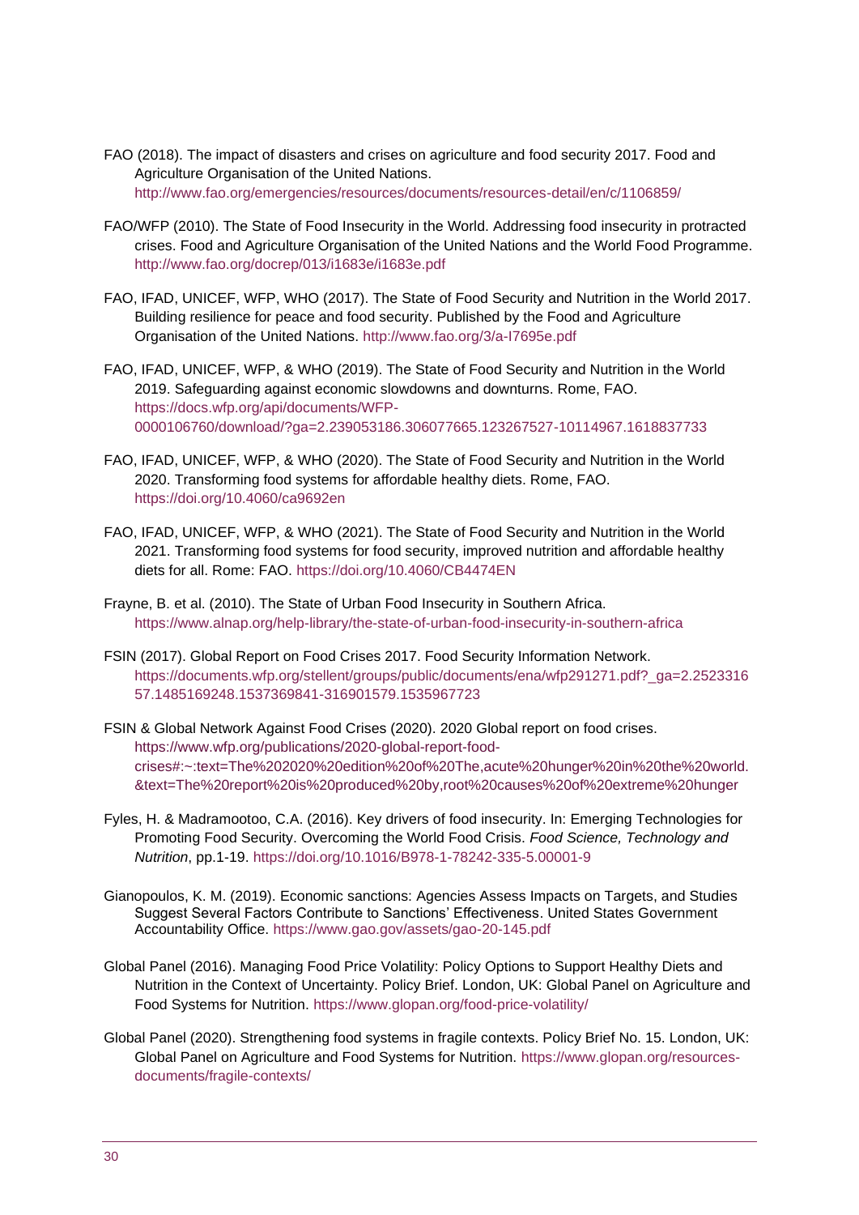FAO (2018). The impact of disasters and crises on agriculture and food security 2017. Food and Agriculture Organisation of the United Nations. http://www.fao.org/emergencies/resources/documents/resources-detail/en/c/1106859/

FAO/WFP (2010). The State of Food Insecurity in the World. Addressing food insecurity in protracted crises. Food and Agriculture Organisation of the United Nations and the World Food Programme. http://www.fao.org/docrep/013/i1683e/i1683e.pdf

FAO, IFAD, UNICEF, WFP, WHO (2017). The State of Food Security and Nutrition in the World 2017. Building resilience for peace and food security. Published by the Food and Agriculture Organisation of the United Nations. http://www.fao.org/3/a-I7695e.pdf

FAO, IFAD, UNICEF, WFP, & WHO (2019). The State of Food Security and Nutrition in the World 2019. Safeguarding against economic slowdowns and downturns. Rome, FAO. https://docs.wfp.org/api/documents/WFP-0000106760/download/?ga=2.239053186.306077665.123267527-10114967.1618837733

FAO, IFAD, UNICEF, WFP, & WHO (2020). The State of Food Security and Nutrition in the World 2020. Transforming food systems for affordable healthy diets. Rome, FAO. https://doi.org/10.4060/ca9692en

FAO, IFAD, UNICEF, WFP, & WHO (2021). The State of Food Security and Nutrition in the World 2021. Transforming food systems for food security, improved nutrition and affordable healthy diets for all. Rome: FAO. https://doi.org/10.4060/CB4474EN

Frayne, B. et al. (2010). The State of Urban Food Insecurity in Southern Africa. https://www.alnap.org/help-library/the-state-of-urban-food-insecurity-in-southern-africa

FSIN (2017). Global Report on Food Crises 2017. Food Security Information Network. https://documents.wfp.org/stellent/groups/public/documents/ena/wfp291271.pdf?_ga=2.252331657.1485169248.1537369841-316901579.1535967723

FSIN & Global Network Against Food Crises (2020). 2020 Global report on food crises. https://www.wfp.org/publications/2020-global-report-food-crises#:~:text=The%202020%20edition%20of%20The,acute%20hunger%20in%20the%20world.&text=The%20report%20is%20produced%20by,root%20causes%20of%20extreme%20hunger

Fyles, H. & Madramootoo, C.A. (2016). Key drivers of food insecurity. In: Emerging Technologies for Promoting Food Security. Overcoming the World Food Crisis. *Food Science, Technology and Nutrition*, pp.1-19. https://doi.org/10.1016/B978-1-78242-335-5.00001-9

Gianopoulos, K. M. (2019). Economic sanctions: Agencies Assess Impacts on Targets, and Studies Suggest Several Factors Contribute to Sanctions' Effectiveness. United States Government Accountability Office. https://www.gao.gov/assets/gao-20-145.pdf

Global Panel (2016). Managing Food Price Volatility: Policy Options to Support Healthy Diets and Nutrition in the Context of Uncertainty. Policy Brief. London, UK: Global Panel on Agriculture and Food Systems for Nutrition. https://www.glopan.org/food-price-volatility/

Global Panel (2020). Strengthening food systems in fragile contexts. Policy Brief No. 15. London, UK: Global Panel on Agriculture and Food Systems for Nutrition. https://www.glopan.org/resources-documents/fragile-contexts/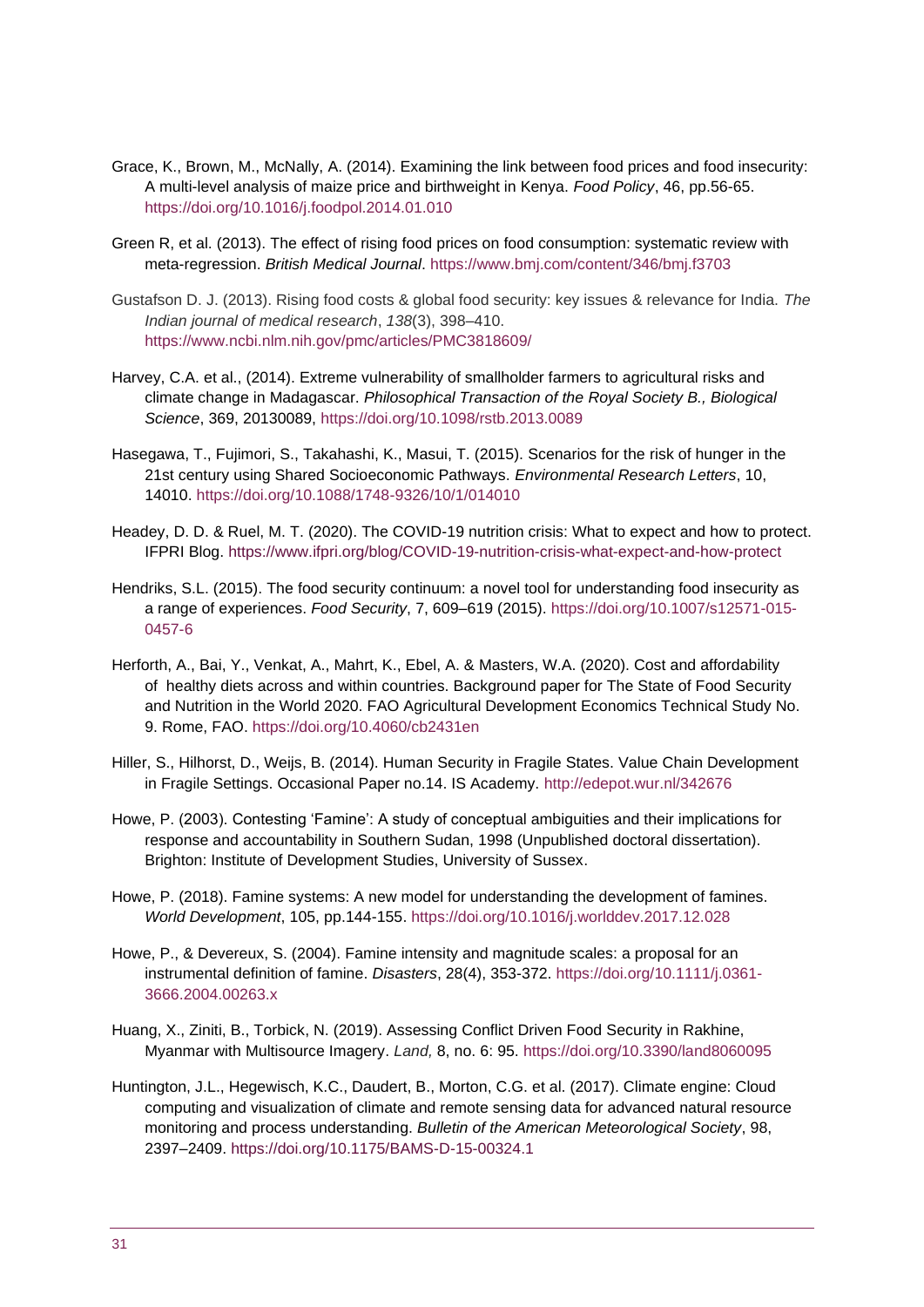Grace, K., Brown, M., McNally, A. (2014). Examining the link between food prices and food insecurity: A multi-level analysis of maize price and birthweight in Kenya. *Food Policy*, 46, pp.56-65. https://doi.org/10.1016/j.foodpol.2014.01.010

Green R, et al. (2013). The effect of rising food prices on food consumption: systematic review with meta-regression. *British Medical Journal*. https://www.bmj.com/content/346/bmj.f3703

Gustafson D. J. (2013). Rising food costs & global food security: key issues & relevance for India. *The Indian journal of medical research*, *138*(3), 398–410. https://www.ncbi.nlm.nih.gov/pmc/articles/PMC3818609/

Harvey, C.A. et al., (2014). Extreme vulnerability of smallholder farmers to agricultural risks and climate change in Madagascar. *Philosophical Transaction of the Royal Society B., Biological Science*, 369, 20130089, https://doi.org/10.1098/rstb.2013.0089

Hasegawa, T., Fujimori, S., Takahashi, K., Masui, T. (2015). Scenarios for the risk of hunger in the 21st century using Shared Socioeconomic Pathways. *Environmental Research Letters*, 10, 14010. https://doi.org/10.1088/1748-9326/10/1/014010

Headey, D. D. & Ruel, M. T. (2020). The COVID-19 nutrition crisis: What to expect and how to protect. IFPRI Blog. https://www.ifpri.org/blog/COVID-19-nutrition-crisis-what-expect-and-how-protect

Hendriks, S.L. (2015). The food security continuum: a novel tool for understanding food insecurity as a range of experiences. *Food Security*, 7, 609–619 (2015). https://doi.org/10.1007/s12571-015-0457-6

Herforth, A., Bai, Y., Venkat, A., Mahrt, K., Ebel, A. & Masters, W.A. (2020). Cost and affordability of healthy diets across and within countries. Background paper for The State of Food Security and Nutrition in the World 2020. FAO Agricultural Development Economics Technical Study No. 9. Rome, FAO. https://doi.org/10.4060/cb2431en

Hiller, S., Hilhorst, D., Weijs, B. (2014). Human Security in Fragile States. Value Chain Development in Fragile Settings. Occasional Paper no.14. IS Academy. http://edepot.wur.nl/342676

Howe, P. (2003). Contesting 'Famine': A study of conceptual ambiguities and their implications for response and accountability in Southern Sudan, 1998 (Unpublished doctoral dissertation). Brighton: Institute of Development Studies, University of Sussex.

Howe, P. (2018). Famine systems: A new model for understanding the development of famines. *World Development*, 105, pp.144-155. https://doi.org/10.1016/j.worlddev.2017.12.028

Howe, P., & Devereux, S. (2004). Famine intensity and magnitude scales: a proposal for an instrumental definition of famine. *Disasters*, 28(4), 353-372. https://doi.org/10.1111/j.0361-3666.2004.00263.x

Huang, X., Ziniti, B., Torbick, N. (2019). Assessing Conflict Driven Food Security in Rakhine, Myanmar with Multisource Imagery. *Land,* 8, no. 6: 95. https://doi.org/10.3390/land8060095

Huntington, J.L., Hegewisch, K.C., Daudert, B., Morton, C.G. et al. (2017). Climate engine: Cloud computing and visualization of climate and remote sensing data for advanced natural resource monitoring and process understanding. *Bulletin of the American Meteorological Society*, 98, 2397–2409. https://doi.org/10.1175/BAMS-D-15-00324.1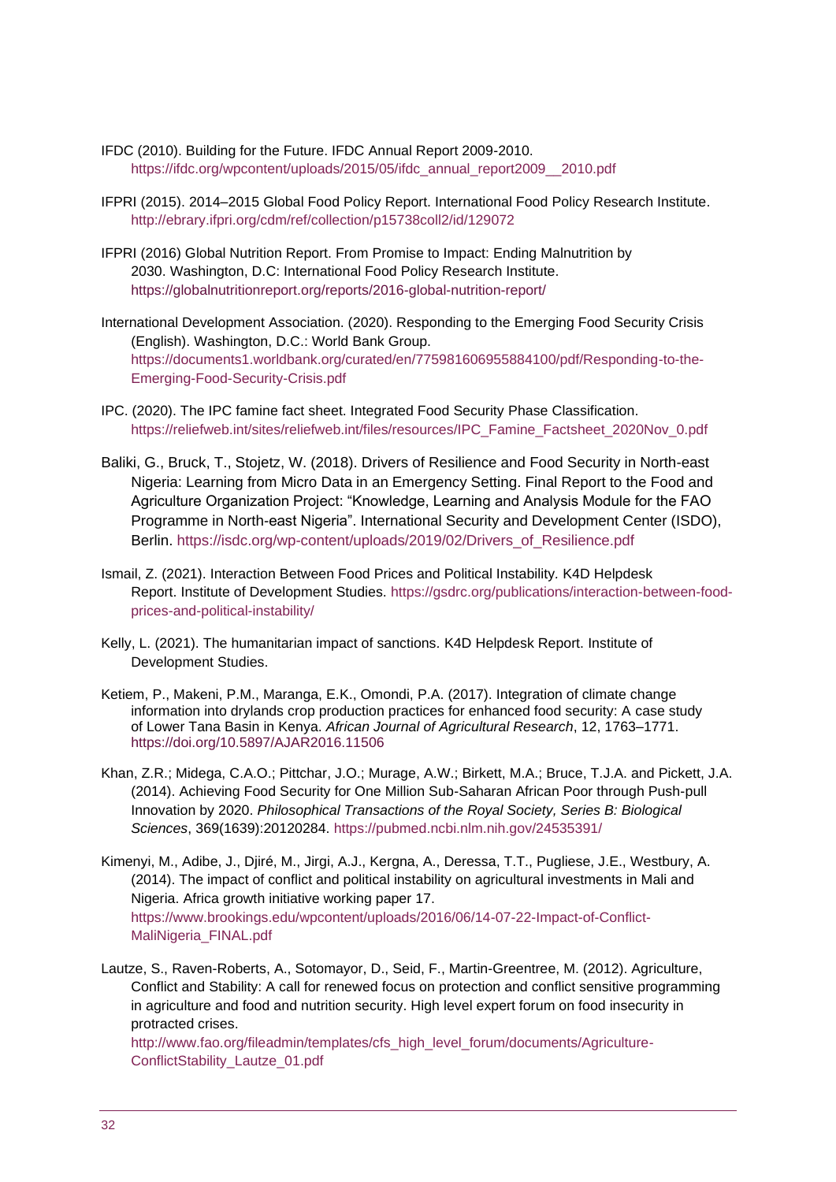IFDC (2010). Building for the Future. IFDC Annual Report 2009-2010. https://ifdc.org/wpcontent/uploads/2015/05/ifdc_annual_report2009__2010.pdf

IFPRI (2015). 2014–2015 Global Food Policy Report. International Food Policy Research Institute. http://ebrary.ifpri.org/cdm/ref/collection/p15738coll2/id/129072

IFPRI (2016) Global Nutrition Report. From Promise to Impact: Ending Malnutrition by 2030. Washington, D.C: International Food Policy Research Institute. https://globalnutritionreport.org/reports/2016-global-nutrition-report/

International Development Association. (2020). Responding to the Emerging Food Security Crisis (English). Washington, D.C.: World Bank Group. https://documents1.worldbank.org/curated/en/775981606955884100/pdf/Responding-to-the-Emerging-Food-Security-Crisis.pdf

IPC. (2020). The IPC famine fact sheet. Integrated Food Security Phase Classification. https://reliefweb.int/sites/reliefweb.int/files/resources/IPC_Famine_Factsheet_2020Nov_0.pdf

Baliki, G., Bruck, T., Stojetz, W. (2018). Drivers of Resilience and Food Security in North-east Nigeria: Learning from Micro Data in an Emergency Setting. Final Report to the Food and Agriculture Organization Project: "Knowledge, Learning and Analysis Module for the FAO Programme in North-east Nigeria". International Security and Development Center (ISDO), Berlin. https://isdc.org/wp-content/uploads/2019/02/Drivers_of_Resilience.pdf

Ismail, Z. (2021). Interaction Between Food Prices and Political Instability. K4D Helpdesk Report. Institute of Development Studies. https://gsdrc.org/publications/interaction-between-food-prices-and-political-instability/

Kelly, L. (2021). The humanitarian impact of sanctions. K4D Helpdesk Report. Institute of Development Studies.

Ketiem, P., Makeni, P.M., Maranga, E.K., Omondi, P.A. (2017). Integration of climate change information into drylands crop production practices for enhanced food security: A case study of Lower Tana Basin in Kenya. *African Journal of Agricultural Research*, 12, 1763–1771. https://doi.org/10.5897/AJAR2016.11506

Khan, Z.R.; Midega, C.A.O.; Pittchar, J.O.; Murage, A.W.; Birkett, M.A.; Bruce, T.J.A. and Pickett, J.A. (2014). Achieving Food Security for One Million Sub-Saharan African Poor through Push-pull Innovation by 2020. *Philosophical Transactions of the Royal Society, Series B: Biological Sciences*, 369(1639):20120284. https://pubmed.ncbi.nlm.nih.gov/24535391/

Kimenyi, M., Adibe, J., Djiré, M., Jirgi, A.J., Kergna, A., Deressa, T.T., Pugliese, J.E., Westbury, A. (2014). The impact of conflict and political instability on agricultural investments in Mali and Nigeria. Africa growth initiative working paper 17. https://www.brookings.edu/wpcontent/uploads/2016/06/14-07-22-Impact-of-Conflict-MaliNigeria_FINAL.pdf

Lautze, S., Raven-Roberts, A., Sotomayor, D., Seid, F., Martin-Greentree, M. (2012). Agriculture, Conflict and Stability: A call for renewed focus on protection and conflict sensitive programming in agriculture and food and nutrition security. High level expert forum on food insecurity in protracted crises. http://www.fao.org/fileadmin/templates/cfs_high_level_forum/documents/Agriculture-ConflictStability_Lautze_01.pdf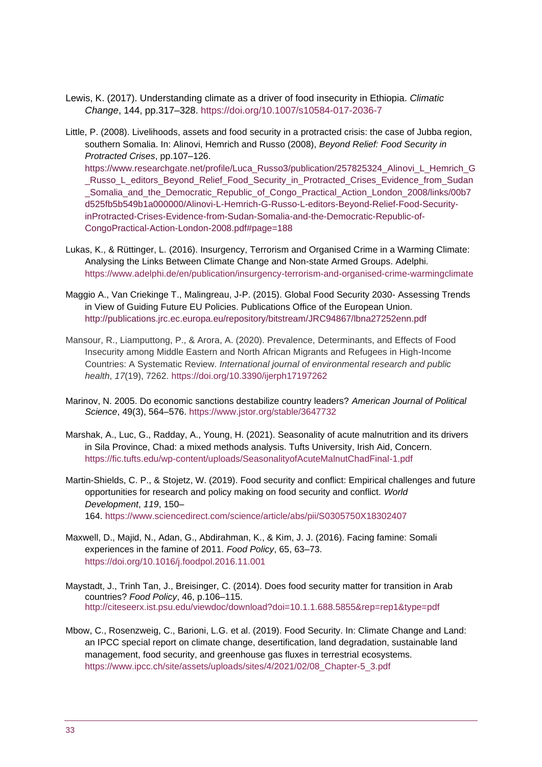Lewis, K. (2017). Understanding climate as a driver of food insecurity in Ethiopia. *Climatic Change*, 144, pp.317–328. https://doi.org/10.1007/s10584-017-2036-7

Little, P. (2008). Livelihoods, assets and food security in a protracted crisis: the case of Jubba region, southern Somalia. In: Alinovi, Hemrich and Russo (2008), *Beyond Relief: Food Security in Protracted Crises*, pp.107–126. https://www.researchgate.net/profile/Luca_Russo3/publication/257825324_Alinovi_L_Hemrich_G_Russo_L_editors_Beyond_Relief_Food_Security_in_Protracted_Crises_Evidence_from_Sudan_Somalia_and_the_Democratic_Republic_of_Congo_Practical_Action_London_2008/links/00b7d525fb5b549b1a000000/Alinovi-L-Hemrich-G-Russo-L-editors-Beyond-Relief-Food-Security-inProtracted-Crises-Evidence-from-Sudan-Somalia-and-the-Democratic-Republic-of-CongoPractical-Action-London-2008.pdf#page=188

Lukas, K., & Rüttinger, L. (2016). Insurgency, Terrorism and Organised Crime in a Warming Climate: Analysing the Links Between Climate Change and Non-state Armed Groups. Adelphi. https://www.adelphi.de/en/publication/insurgency-terrorism-and-organised-crime-warmingclimate

Maggio A., Van Criekinge T., Malingreau, J-P. (2015). Global Food Security 2030- Assessing Trends in View of Guiding Future EU Policies. Publications Office of the European Union. http://publications.jrc.ec.europa.eu/repository/bitstream/JRC94867/lbna27252enn.pdf

Mansour, R., Liamputtong, P., & Arora, A. (2020). Prevalence, Determinants, and Effects of Food Insecurity among Middle Eastern and North African Migrants and Refugees in High-Income Countries: A Systematic Review. *International journal of environmental research and public health*, *17*(19), 7262. https://doi.org/10.3390/ijerph17197262

Marinov, N. 2005. Do economic sanctions destabilize country leaders? *American Journal of Political Science*, 49(3), 564–576. https://www.jstor.org/stable/3647732

Marshak, A., Luc, G., Radday, A., Young, H. (2021). Seasonality of acute malnutrition and its drivers in Sila Province, Chad: a mixed methods analysis. Tufts University, Irish Aid, Concern. https://fic.tufts.edu/wp-content/uploads/SeasonalityofAcuteMalnutChadFinal-1.pdf

Martin-Shields, C. P., & Stojetz, W. (2019). Food security and conflict: Empirical challenges and future opportunities for research and policy making on food security and conflict. *World Development*, *119*, 150–164. https://www.sciencedirect.com/science/article/abs/pii/S0305750X18302407

Maxwell, D., Majid, N., Adan, G., Abdirahman, K., & Kim, J. J. (2016). Facing famine: Somali experiences in the famine of 2011. *Food Policy*, 65, 63–73. https://doi.org/10.1016/j.foodpol.2016.11.001

Maystadt, J., Trinh Tan, J., Breisinger, C. (2014). Does food security matter for transition in Arab countries? *Food Policy*, 46, p.106–115. http://citeseerx.ist.psu.edu/viewdoc/download?doi=10.1.1.688.5855&rep=rep1&type=pdf

Mbow, C., Rosenzweig, C., Barioni, L.G. et al. (2019). Food Security. In: Climate Change and Land: an IPCC special report on climate change, desertification, land degradation, sustainable land management, food security, and greenhouse gas fluxes in terrestrial ecosystems. https://www.ipcc.ch/site/assets/uploads/sites/4/2021/02/08_Chapter-5_3.pdf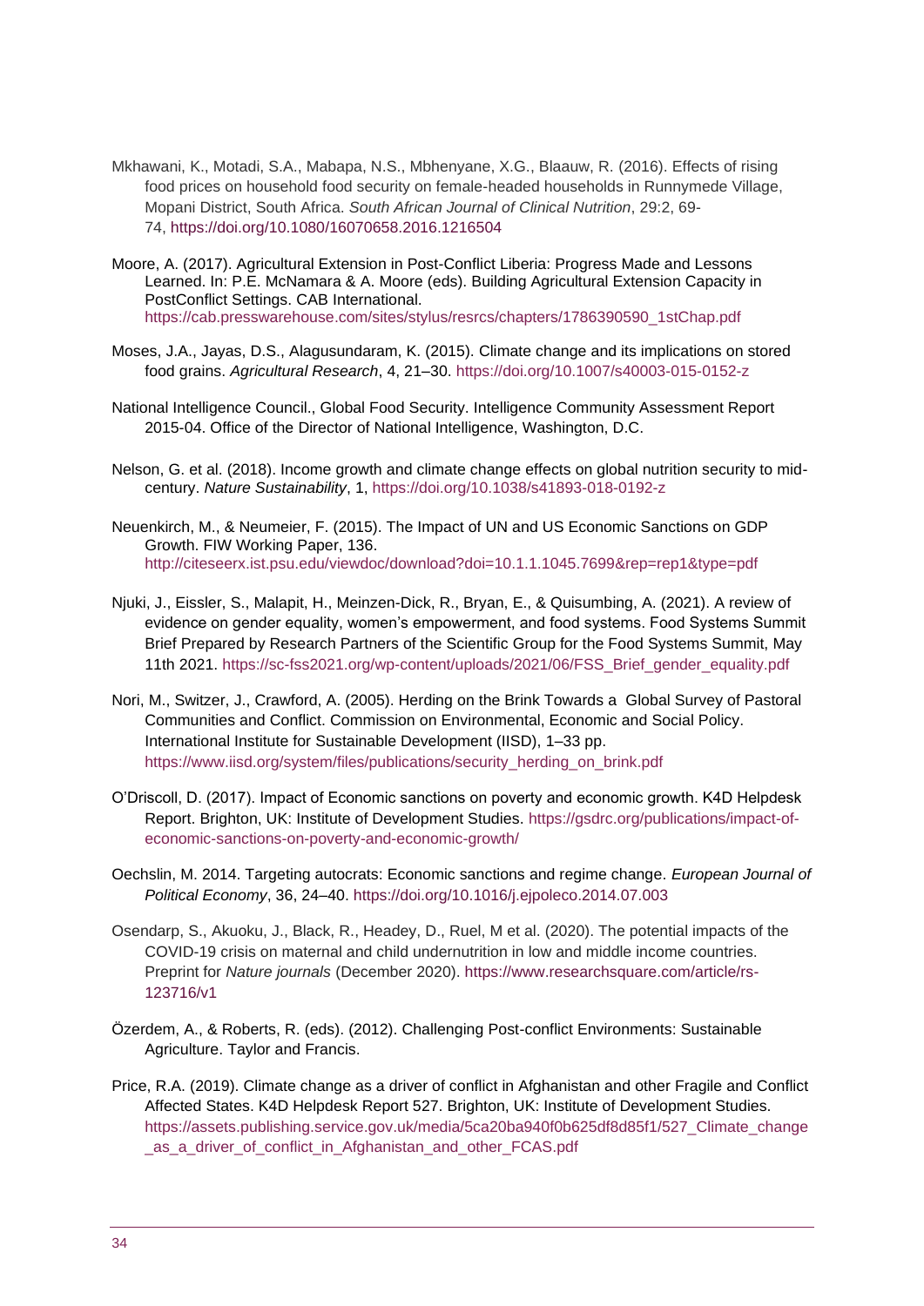Mkhawani, K., Motadi, S.A., Mabapa, N.S., Mbhenyane, X.G., Blaauw, R. (2016). Effects of rising food prices on household food security on female-headed households in Runnymede Village, Mopani District, South Africa. *South African Journal of Clinical Nutrition*, 29:2, 69-74, https://doi.org/10.1080/16070658.2016.1216504

Moore, A. (2017). Agricultural Extension in Post-Conflict Liberia: Progress Made and Lessons Learned. In: P.E. McNamara & A. Moore (eds). Building Agricultural Extension Capacity in PostConflict Settings. CAB International. https://cab.presswarehouse.com/sites/stylus/resrcs/chapters/1786390590_1stChap.pdf

Moses, J.A., Jayas, D.S., Alagusundaram, K. (2015). Climate change and its implications on stored food grains. *Agricultural Research*, 4, 21–30. https://doi.org/10.1007/s40003-015-0152-z

National Intelligence Council., Global Food Security. Intelligence Community Assessment Report 2015-04. Office of the Director of National Intelligence, Washington, D.C.

Nelson, G. et al. (2018). Income growth and climate change effects on global nutrition security to mid-century. *Nature Sustainability*, 1, https://doi.org/10.1038/s41893-018-0192-z

Neuenkirch, M., & Neumeier, F. (2015). The Impact of UN and US Economic Sanctions on GDP Growth. FIW Working Paper, 136. http://citeseerx.ist.psu.edu/viewdoc/download?doi=10.1.1.1045.7699&rep=rep1&type=pdf

Njuki, J., Eissler, S., Malapit, H., Meinzen-Dick, R., Bryan, E., & Quisumbing, A. (2021). A review of evidence on gender equality, women's empowerment, and food systems. Food Systems Summit Brief Prepared by Research Partners of the Scientific Group for the Food Systems Summit, May 11th 2021. https://sc-fss2021.org/wp-content/uploads/2021/06/FSS_Brief_gender_equality.pdf

Nori, M., Switzer, J., Crawford, A. (2005). Herding on the Brink Towards a Global Survey of Pastoral Communities and Conflict. Commission on Environmental, Economic and Social Policy. International Institute for Sustainable Development (IISD), 1–33 pp. https://www.iisd.org/system/files/publications/security_herding_on_brink.pdf

O'Driscoll, D. (2017). Impact of Economic sanctions on poverty and economic growth. K4D Helpdesk Report. Brighton, UK: Institute of Development Studies. https://gsdrc.org/publications/impact-of-economic-sanctions-on-poverty-and-economic-growth/

Oechslin, M. 2014. Targeting autocrats: Economic sanctions and regime change. *European Journal of Political Economy*, 36, 24–40. https://doi.org/10.1016/j.ejpoleco.2014.07.003

Osendarp, S., Akuoku, J., Black, R., Headey, D., Ruel, M et al. (2020). The potential impacts of the COVID-19 crisis on maternal and child undernutrition in low and middle income countries. Preprint for *Nature journals* (December 2020). https://www.researchsquare.com/article/rs-123716/v1

Özerdem, A., & Roberts, R. (eds). (2012). Challenging Post-conflict Environments: Sustainable Agriculture. Taylor and Francis.

Price, R.A. (2019). Climate change as a driver of conflict in Afghanistan and other Fragile and Conflict Affected States. K4D Helpdesk Report 527. Brighton, UK: Institute of Development Studies. https://assets.publishing.service.gov.uk/media/5ca20ba940f0b625df8d85f1/527_Climate_change_as_a_driver_of_conflict_in_Afghanistan_and_other_FCAS.pdf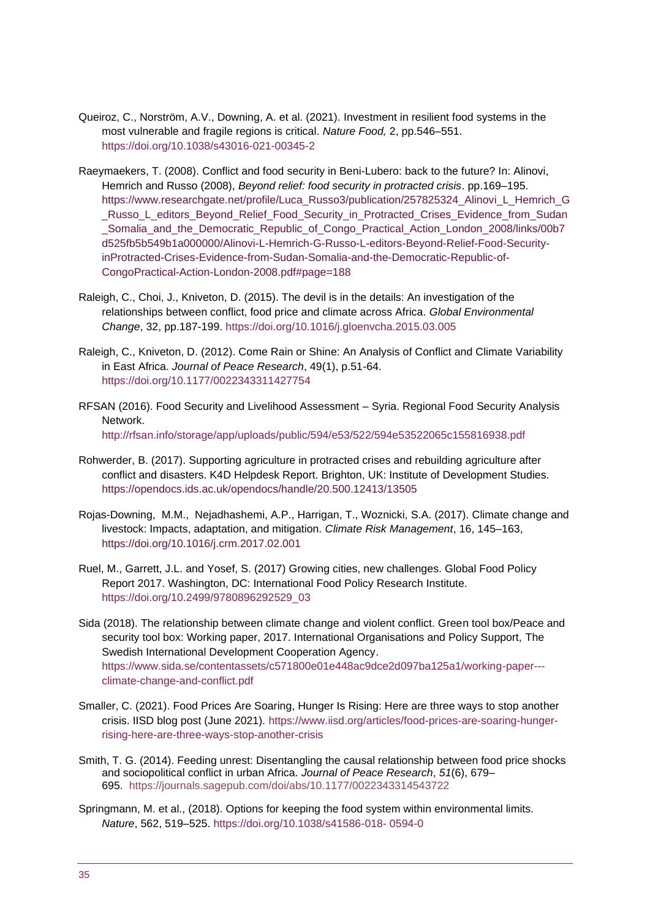Queiroz, C., Norström, A.V., Downing, A. et al. (2021). Investment in resilient food systems in the most vulnerable and fragile regions is critical. *Nature Food,* 2, pp.546–551. https://doi.org/10.1038/s43016-021-00345-2

Raeymaekers, T. (2008). Conflict and food security in Beni-Lubero: back to the future? In: Alinovi, Hemrich and Russo (2008), *Beyond relief: food security in protracted crisis*. pp.169–195. https://www.researchgate.net/profile/Luca_Russo3/publication/257825324_Alinovi_L_Hemrich_G_Russo_L_editors_Beyond_Relief_Food_Security_in_Protracted_Crises_Evidence_from_Sudan_Somalia_and_the_Democratic_Republic_of_Congo_Practical_Action_London_2008/links/00b7d525fb5b549b1a000000/Alinovi-L-Hemrich-G-Russo-L-editors-Beyond-Relief-Food-Security-inProtracted-Crises-Evidence-from-Sudan-Somalia-and-the-Democratic-Republic-of-CongoPractical-Action-London-2008.pdf#page=188

Raleigh, C., Choi, J., Kniveton, D. (2015). The devil is in the details: An investigation of the relationships between conflict, food price and climate across Africa. *Global Environmental Change*, 32, pp.187-199. https://doi.org/10.1016/j.gloenvcha.2015.03.005

Raleigh, C., Kniveton, D. (2012). Come Rain or Shine: An Analysis of Conflict and Climate Variability in East Africa. *Journal of Peace Research*, 49(1), p.51-64. https://doi.org/10.1177/0022343311427754

RFSAN (2016). Food Security and Livelihood Assessment – Syria. Regional Food Security Analysis Network. http://rfsan.info/storage/app/uploads/public/594/e53/522/594e53522065c155816938.pdf

Rohwerder, B. (2017). Supporting agriculture in protracted crises and rebuilding agriculture after conflict and disasters. K4D Helpdesk Report. Brighton, UK: Institute of Development Studies. https://opendocs.ids.ac.uk/opendocs/handle/20.500.12413/13505

Rojas-Downing, M.M., Nejadhashemi, A.P., Harrigan, T., Woznicki, S.A. (2017). Climate change and livestock: Impacts, adaptation, and mitigation. *Climate Risk Management*, 16, 145–163, https://doi.org/10.1016/j.crm.2017.02.001

Ruel, M., Garrett, J.L. and Yosef, S. (2017) Growing cities, new challenges. Global Food Policy Report 2017. Washington, DC: International Food Policy Research Institute. https://doi.org/10.2499/9780896292529_03

Sida (2018). The relationship between climate change and violent conflict. Green tool box/Peace and security tool box: Working paper, 2017. International Organisations and Policy Support, The Swedish International Development Cooperation Agency. https://www.sida.se/contentassets/c571800e01e448ac9dce2d097ba125a1/working-paper---climate-change-and-conflict.pdf

Smaller, C. (2021). Food Prices Are Soaring, Hunger Is Rising: Here are three ways to stop another crisis. IISD blog post (June 2021). https://www.iisd.org/articles/food-prices-are-soaring-hunger-rising-here-are-three-ways-stop-another-crisis

Smith, T. G. (2014). Feeding unrest: Disentangling the causal relationship between food price shocks and sociopolitical conflict in urban Africa. *Journal of Peace Research*, *51*(6), 679–695. https://journals.sagepub.com/doi/abs/10.1177/0022343314543722

Springmann, M. et al., (2018). Options for keeping the food system within environmental limits. *Nature*, 562, 519–525. https://doi.org/10.1038/s41586-018- 0594-0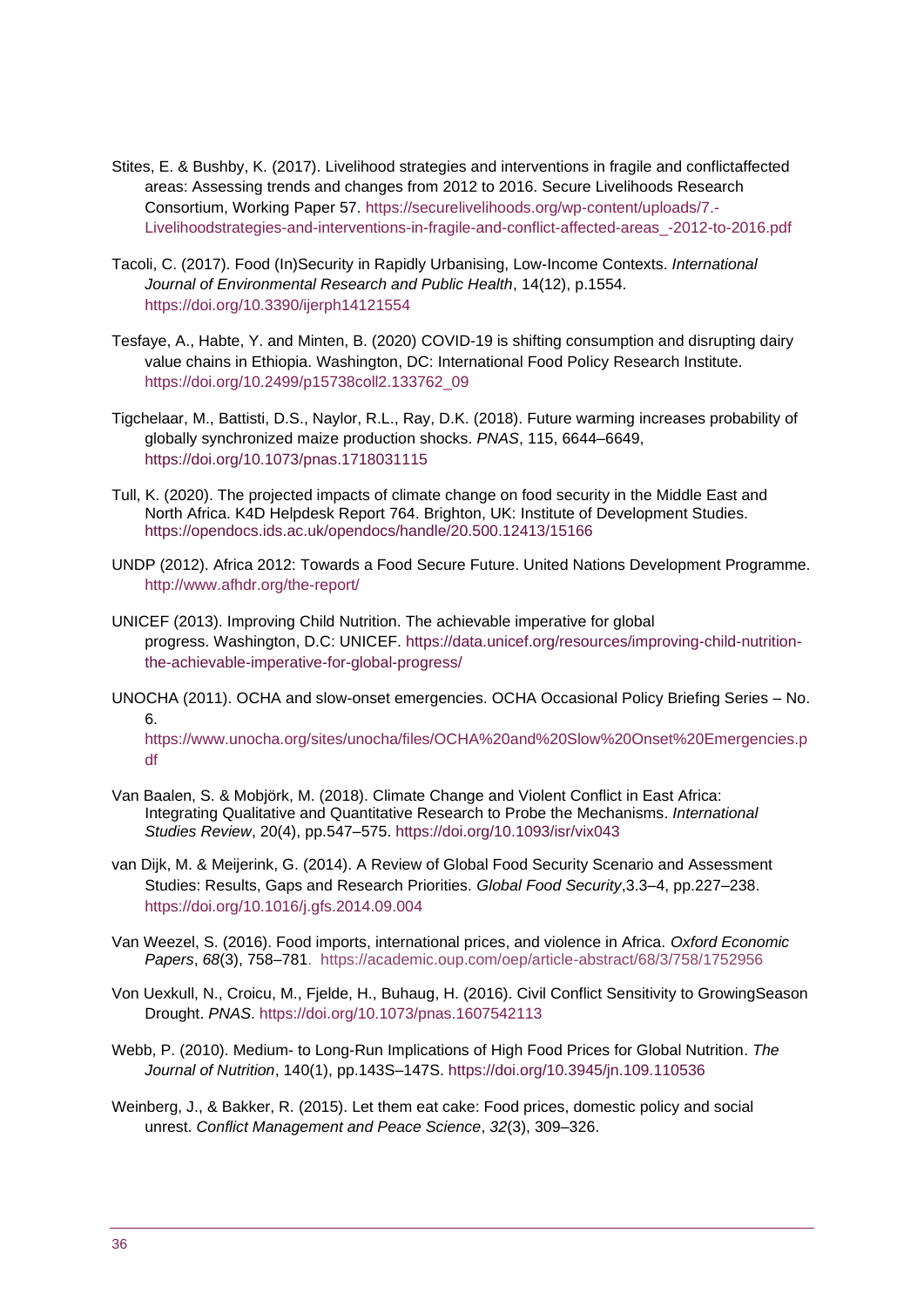Stites, E. & Bushby, K. (2017). Livelihood strategies and interventions in fragile and conflictaffected areas: Assessing trends and changes from 2012 to 2016. Secure Livelihoods Research Consortium, Working Paper 57. https://securelivelihoods.org/wp-content/uploads/7.-Livelihoodstrategies-and-interventions-in-fragile-and-conflict-affected-areas_-2012-to-2016.pdf

Tacoli, C. (2017). Food (In)Security in Rapidly Urbanising, Low-Income Contexts. *International Journal of Environmental Research and Public Health*, 14(12), p.1554. https://doi.org/10.3390/ijerph14121554

Tesfaye, A., Habte, Y. and Minten, B. (2020) COVID-19 is shifting consumption and disrupting dairy value chains in Ethiopia. Washington, DC: International Food Policy Research Institute. https://doi.org/10.2499/p15738coll2.133762_09

Tigchelaar, M., Battisti, D.S., Naylor, R.L., Ray, D.K. (2018). Future warming increases probability of globally synchronized maize production shocks. *PNAS*, 115, 6644–6649, https://doi.org/10.1073/pnas.1718031115

Tull, K. (2020). The projected impacts of climate change on food security in the Middle East and North Africa. K4D Helpdesk Report 764. Brighton, UK: Institute of Development Studies. https://opendocs.ids.ac.uk/opendocs/handle/20.500.12413/15166

UNDP (2012). Africa 2012: Towards a Food Secure Future. United Nations Development Programme. http://www.afhdr.org/the-report/

UNICEF (2013). Improving Child Nutrition. The achievable imperative for global progress. Washington, D.C: UNICEF. https://data.unicef.org/resources/improving-child-nutrition-the-achievable-imperative-for-global-progress/

UNOCHA (2011). OCHA and slow-onset emergencies. OCHA Occasional Policy Briefing Series – No. 6. https://www.unocha.org/sites/unocha/files/OCHA%20and%20Slow%20Onset%20Emergencies.pdf

Van Baalen, S. & Mobjörk, M. (2018). Climate Change and Violent Conflict in East Africa: Integrating Qualitative and Quantitative Research to Probe the Mechanisms. *International Studies Review*, 20(4), pp.547–575. https://doi.org/10.1093/isr/vix043

van Dijk, M. & Meijerink, G. (2014). A Review of Global Food Security Scenario and Assessment Studies: Results, Gaps and Research Priorities. *Global Food Security*,3.3–4, pp.227–238. https://doi.org/10.1016/j.gfs.2014.09.004

Van Weezel, S. (2016). Food imports, international prices, and violence in Africa. *Oxford Economic Papers*, *68*(3), 758–781. https://academic.oup.com/oep/article-abstract/68/3/758/1752956

Von Uexkull, N., Croicu, M., Fjelde, H., Buhaug, H. (2016). Civil Conflict Sensitivity to GrowingSeason Drought. *PNAS*. https://doi.org/10.1073/pnas.1607542113

Webb, P. (2010). Medium- to Long-Run Implications of High Food Prices for Global Nutrition. *The Journal of Nutrition*, 140(1), pp.143S–147S. https://doi.org/10.3945/jn.109.110536

Weinberg, J., & Bakker, R. (2015). Let them eat cake: Food prices, domestic policy and social unrest. *Conflict Management and Peace Science*, *32*(3), 309–326.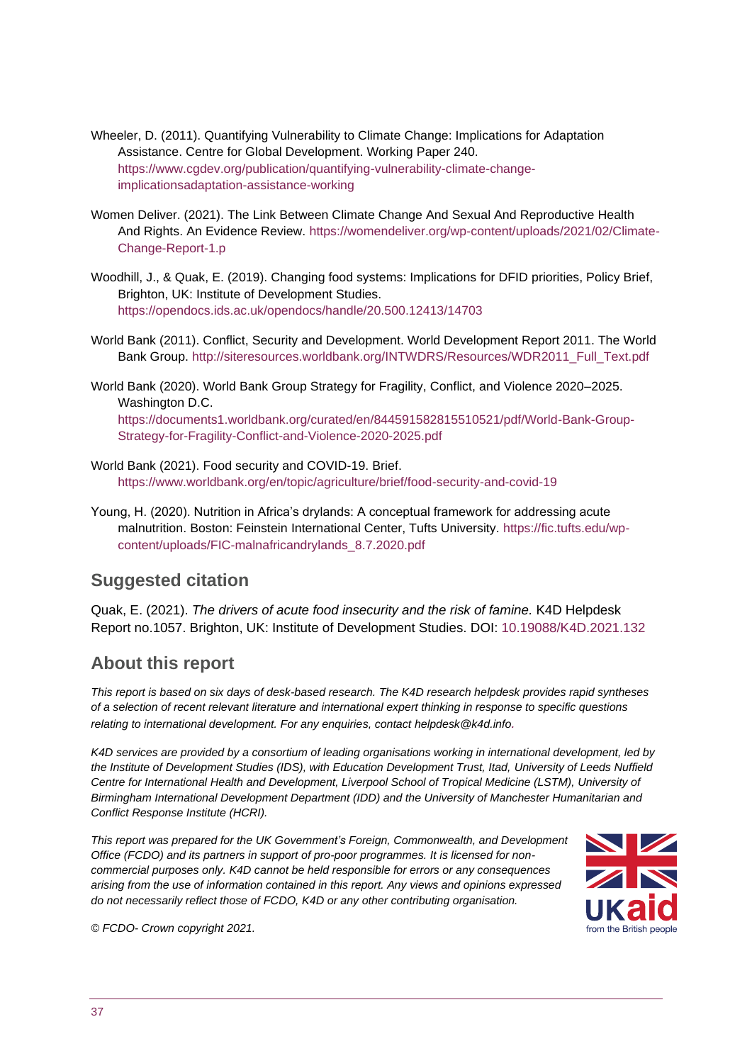Wheeler, D. (2011). Quantifying Vulnerability to Climate Change: Implications for Adaptation Assistance. Centre for Global Development. Working Paper 240. https://www.cgdev.org/publication/quantifying-vulnerability-climate-change-implicationsadaptation-assistance-working

Women Deliver. (2021). The Link Between Climate Change And Sexual And Reproductive Health And Rights. An Evidence Review. https://womendeliver.org/wp-content/uploads/2021/02/Climate-Change-Report-1.p

Woodhill, J., & Quak, E. (2019). Changing food systems: Implications for DFID priorities, Policy Brief, Brighton, UK: Institute of Development Studies. https://opendocs.ids.ac.uk/opendocs/handle/20.500.12413/14703

World Bank (2011). Conflict, Security and Development. World Development Report 2011. The World Bank Group. http://siteresources.worldbank.org/INTWDRS/Resources/WDR2011_Full_Text.pdf

World Bank (2020). World Bank Group Strategy for Fragility, Conflict, and Violence 2020–2025. Washington D.C. https://documents1.worldbank.org/curated/en/844591582815510521/pdf/World-Bank-Group-Strategy-for-Fragility-Conflict-and-Violence-2020-2025.pdf

World Bank (2021). Food security and COVID-19. Brief. https://www.worldbank.org/en/topic/agriculture/brief/food-security-and-covid-19

Young, H. (2020). Nutrition in Africa's drylands: A conceptual framework for addressing acute malnutrition. Boston: Feinstein International Center, Tufts University. https://fic.tufts.edu/wp-content/uploads/FIC-malnafricandrylands_8.7.2020.pdf

## Suggested citation

Quak, E. (2021). *The drivers of acute food insecurity and the risk of famine*. K4D Helpdesk Report no.1057. Brighton, UK: Institute of Development Studies. DOI: 10.19088/K4D.2021.132

## About this report

*This report is based on six days of desk-based research. The K4D research helpdesk provides rapid syntheses of a selection of recent relevant literature and international expert thinking in response to specific questions relating to international development. For any enquiries, contact helpdesk@k4d.info.*

*K4D services are provided by a consortium of leading organisations working in international development, led by the Institute of Development Studies (IDS), with Education Development Trust, Itad, University of Leeds Nuffield Centre for International Health and Development, Liverpool School of Tropical Medicine (LSTM), University of Birmingham International Development Department (IDD) and the University of Manchester Humanitarian and Conflict Response Institute (HCRI).*

*This report was prepared for the UK Government's Foreign, Commonwealth, and Development Office (FCDO) and its partners in support of pro-poor programmes. It is licensed for non-commercial purposes only. K4D cannot be held responsible for errors or any consequences arising from the use of information contained in this report. Any views and opinions expressed do not necessarily reflect those of FCDO, K4D or any other contributing organisation.*

UKaid from the British people

*© FCDO- Crown copyright 2021.*